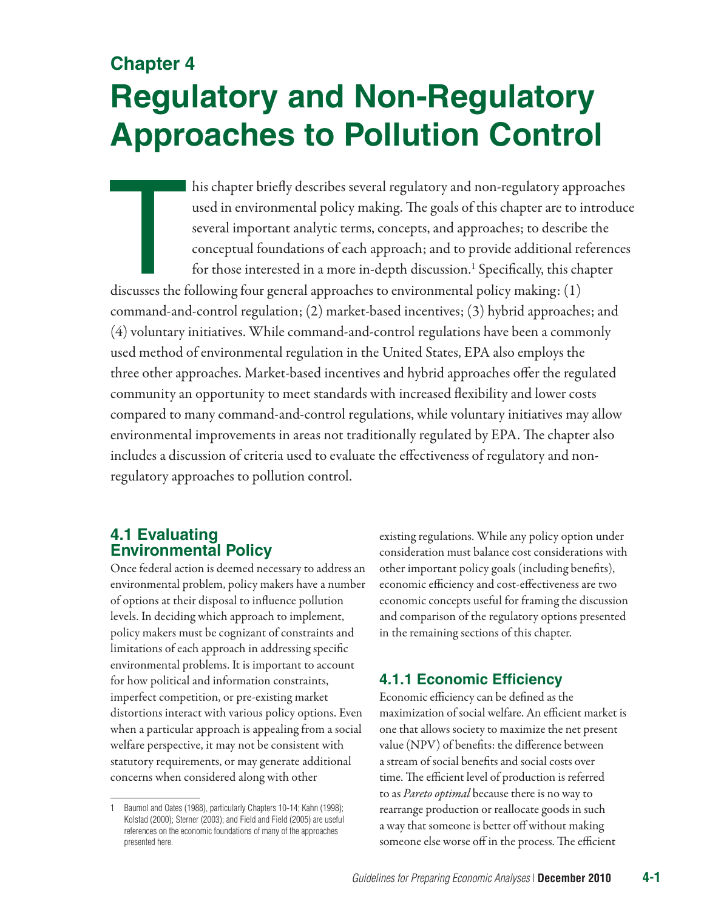# Chapter 4

# Regulatory and Non-Regulatory Approaches to Pollution Control

This chapter briefly describes several regulatory and non-regulatory approaches used in environmental policy making. The goals of this chapter are to introduce several important analytic terms, concepts, and approaches; to describe the conceptual foundations of each approach; and to provide additional references for those interested in a more in-depth discussion.[1] Specifically, this chapter discusses the following four general approaches to environmental policy making: (1) command-and-control regulation; (2) market-based incentives; (3) hybrid approaches; and (4) voluntary initiatives. While command-and-control regulations have been a commonly used method of environmental regulation in the United States, EPA also employs the three other approaches. Market-based incentives and hybrid approaches offer the regulated community an opportunity to meet standards with increased flexibility and lower costs compared to many command-and-control regulations, while voluntary initiatives may allow environmental improvements in areas not traditionally regulated by EPA. The chapter also includes a discussion of criteria used to evaluate the effectiveness of regulatory and non-regulatory approaches to pollution control.

## 4.1 Evaluating Environmental Policy

Once federal action is deemed necessary to address an environmental problem, policy makers have a number of options at their disposal to influence pollution levels. In deciding which approach to implement, policy makers must be cognizant of constraints and limitations of each approach in addressing specific environmental problems. It is important to account for how political and information constraints, imperfect competition, or pre-existing market distortions interact with various policy options. Even when a particular approach is appealing from a social welfare perspective, it may not be consistent with statutory requirements, or may generate additional concerns when considered along with other existing regulations. While any policy option under consideration must balance cost considerations with other important policy goals (including benefits), economic efficiency and cost-effectiveness are two economic concepts useful for framing the discussion and comparison of the regulatory options presented in the remaining sections of this chapter.

### 4.1.1 Economic Efficiency

Economic efficiency can be defined as the maximization of social welfare. An efficient market is one that allows society to maximize the net present value (NPV) of benefits: the difference between a stream of social benefits and social costs over time. The efficient level of production is referred to as *Pareto optimal* because there is no way to rearrange production or reallocate goods in such a way that someone is better off without making someone else worse off in the process. The efficient

---

1 Baumol and Oates (1988), particularly Chapters 10-14; Kahn (1998); Kolstad (2000); Sterner (2003); and Field and Field (2005) are useful references on the economic foundations of many of the approaches presented here.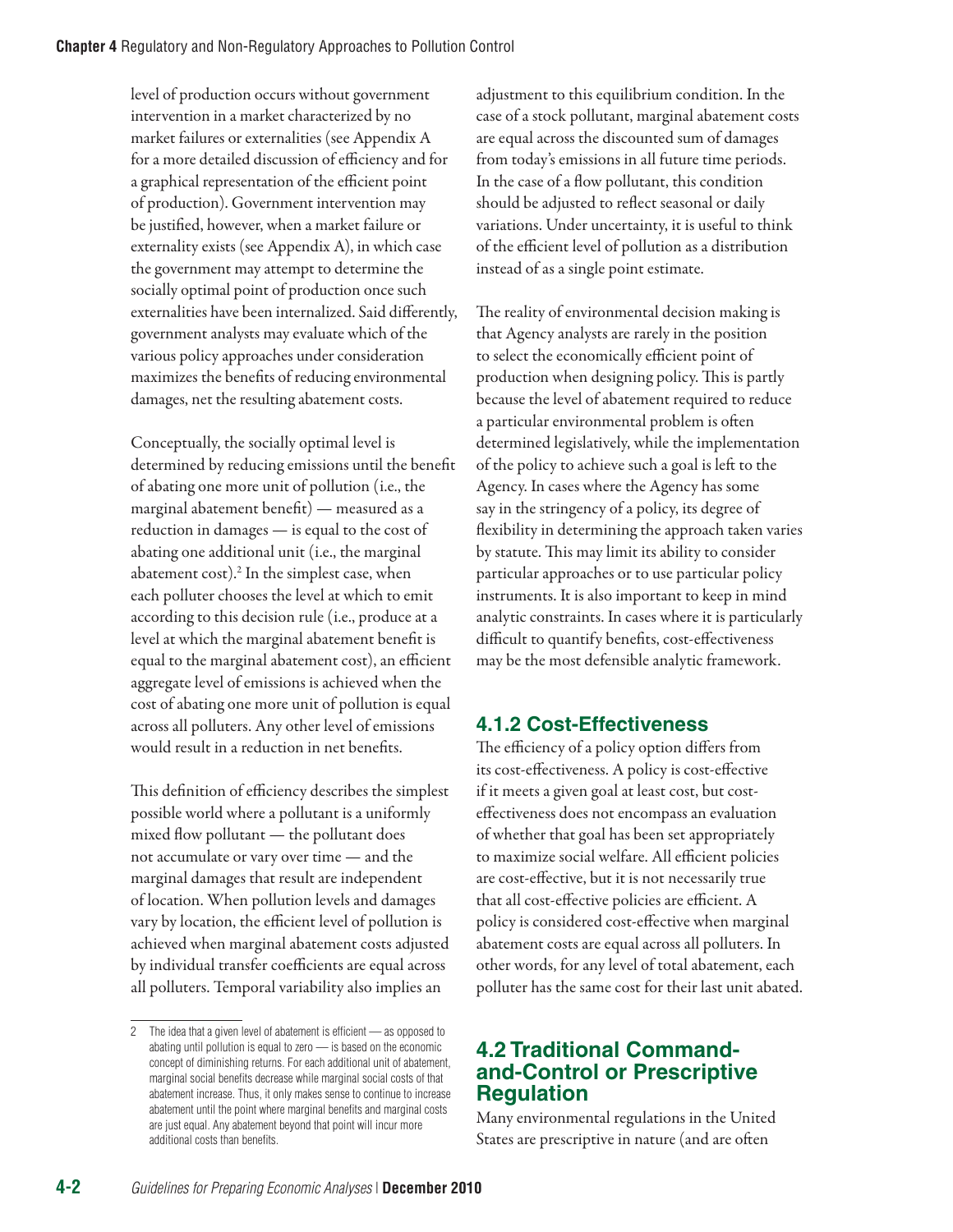level of production occurs without government intervention in a market characterized by no market failures or externalities (see Appendix A for a more detailed discussion of efficiency and for a graphical representation of the efficient point of production). Government intervention may be justified, however, when a market failure or externality exists (see Appendix A), in which case the government may attempt to determine the socially optimal point of production once such externalities have been internalized. Said differently, government analysts may evaluate which of the various policy approaches under consideration maximizes the benefits of reducing environmental damages, net the resulting abatement costs.

Conceptually, the socially optimal level is determined by reducing emissions until the benefit of abating one more unit of pollution (i.e., the marginal abatement benefit) — measured as a reduction in damages — is equal to the cost of abating one additional unit (i.e., the marginal abatement cost).[2] In the simplest case, when each polluter chooses the level at which to emit according to this decision rule (i.e., produce at a level at which the marginal abatement benefit is equal to the marginal abatement cost), an efficient aggregate level of emissions is achieved when the cost of abating one more unit of pollution is equal across all polluters. Any other level of emissions would result in a reduction in net benefits.

This definition of efficiency describes the simplest possible world where a pollutant is a uniformly mixed flow pollutant — the pollutant does not accumulate or vary over time — and the marginal damages that result are independent of location. When pollution levels and damages vary by location, the efficient level of pollution is achieved when marginal abatement costs adjusted by individual transfer coefficients are equal across all polluters. Temporal variability also implies an adjustment to this equilibrium condition. In the case of a stock pollutant, marginal abatement costs are equal across the discounted sum of damages from today's emissions in all future time periods. In the case of a flow pollutant, this condition should be adjusted to reflect seasonal or daily variations. Under uncertainty, it is useful to think of the efficient level of pollution as a distribution instead of as a single point estimate.

The reality of environmental decision making is that Agency analysts are rarely in the position to select the economically efficient point of production when designing policy. This is partly because the level of abatement required to reduce a particular environmental problem is often determined legislatively, while the implementation of the policy to achieve such a goal is left to the Agency. In cases where the Agency has some say in the stringency of a policy, its degree of flexibility in determining the approach taken varies by statute. This may limit its ability to consider particular approaches or to use particular policy instruments. It is also important to keep in mind analytic constraints. In cases where it is particularly difficult to quantify benefits, cost-effectiveness may be the most defensible analytic framework.

### 4.1.2 Cost-Effectiveness

The efficiency of a policy option differs from its cost-effectiveness. A policy is cost-effective if it meets a given goal at least cost, but cost-effectiveness does not encompass an evaluation of whether that goal has been set appropriately to maximize social welfare. All efficient policies are cost-effective, but it is not necessarily true that all cost-effective policies are efficient. A policy is considered cost-effective when marginal abatement costs are equal across all polluters. In other words, for any level of total abatement, each polluter has the same cost for their last unit abated.

## 4.2 Traditional Command-and-Control or Prescriptive Regulation

Many environmental regulations in the United States are prescriptive in nature (and are often

---

[2] The idea that a given level of abatement is efficient — as opposed to abating until pollution is equal to zero — is based on the economic concept of diminishing returns. For each additional unit of abatement, marginal social benefits decrease while marginal social costs of that abatement increase. Thus, it only makes sense to continue to increase abatement until the point where marginal benefits and marginal costs are just equal. Any abatement beyond that point will incur more additional costs than benefits.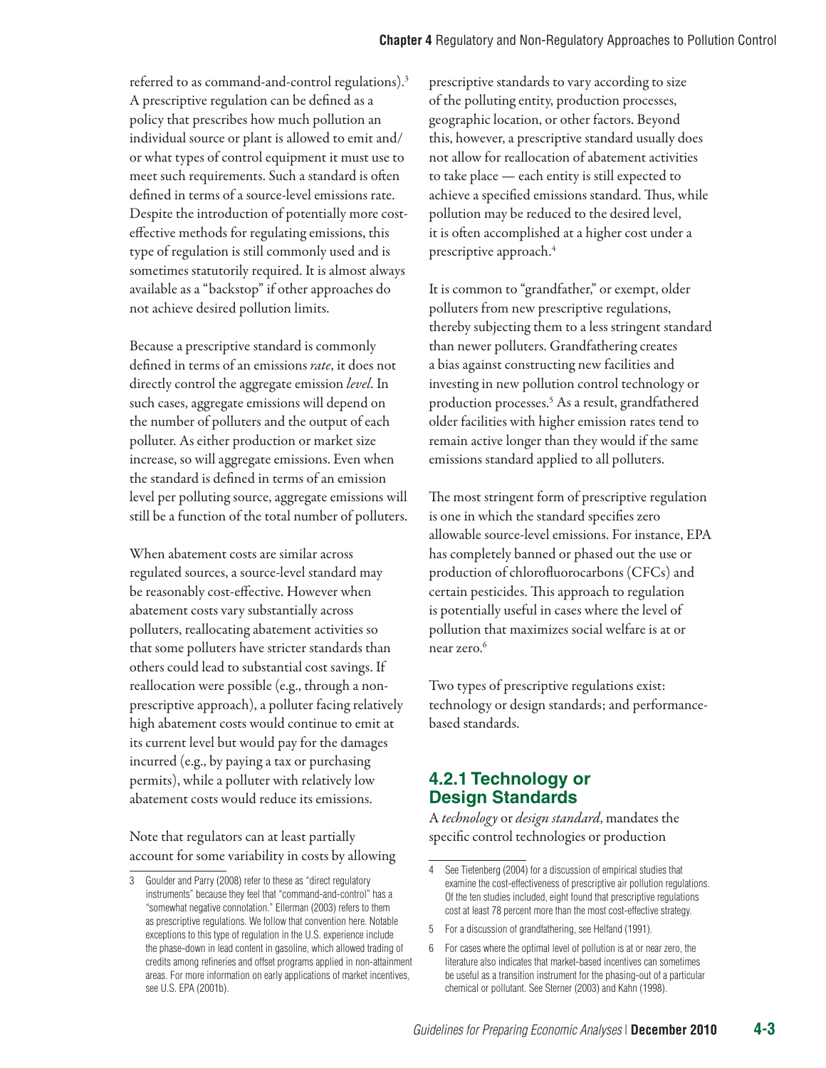referred to as command-and-control regulations).[3] A prescriptive regulation can be defined as a policy that prescribes how much pollution an individual source or plant is allowed to emit and/or what types of control equipment it must use to meet such requirements. Such a standard is often defined in terms of a source-level emissions rate. Despite the introduction of potentially more cost-effective methods for regulating emissions, this type of regulation is still commonly used and is sometimes statutorily required. It is almost always available as a "backstop" if other approaches do not achieve desired pollution limits.

Because a prescriptive standard is commonly defined in terms of an emissions *rate*, it does not directly control the aggregate emission *level*. In such cases, aggregate emissions will depend on the number of polluters and the output of each polluter. As either production or market size increase, so will aggregate emissions. Even when the standard is defined in terms of an emission level per polluting source, aggregate emissions will still be a function of the total number of polluters.

When abatement costs are similar across regulated sources, a source-level standard may be reasonably cost-effective. However when abatement costs vary substantially across polluters, reallocating abatement activities so that some polluters have stricter standards than others could lead to substantial cost savings. If reallocation were possible (e.g., through a non-prescriptive approach), a polluter facing relatively high abatement costs would continue to emit at its current level but would pay for the damages incurred (e.g., by paying a tax or purchasing permits), while a polluter with relatively low abatement costs would reduce its emissions.

Note that regulators can at least partially account for some variability in costs by allowing prescriptive standards to vary according to size of the polluting entity, production processes, geographic location, or other factors. Beyond this, however, a prescriptive standard usually does not allow for reallocation of abatement activities to take place — each entity is still expected to achieve a specified emissions standard. Thus, while pollution may be reduced to the desired level, it is often accomplished at a higher cost under a prescriptive approach.[4]

It is common to "grandfather," or exempt, older polluters from new prescriptive regulations, thereby subjecting them to a less stringent standard than newer polluters. Grandfathering creates a bias against constructing new facilities and investing in new pollution control technology or production processes.[5] As a result, grandfathered older facilities with higher emission rates tend to remain active longer than they would if the same emissions standard applied to all polluters.

The most stringent form of prescriptive regulation is one in which the standard specifies zero allowable source-level emissions. For instance, EPA has completely banned or phased out the use or production of chlorofluorocarbons (CFCs) and certain pesticides. This approach to regulation is potentially useful in cases where the level of pollution that maximizes social welfare is at or near zero.[6]

Two types of prescriptive regulations exist: technology or design standards; and performance-based standards.

### 4.2.1 Technology or Design Standards

A *technology* or *design standard*, mandates the specific control technologies or production

---

3 Goulder and Parry (2008) refer to these as "direct regulatory instruments" because they feel that "command-and-control" has a "somewhat negative connotation." Ellerman (2003) refers to them as prescriptive regulations. We follow that convention here. Notable exceptions to this type of regulation in the U.S. experience include the phase-down in lead content in gasoline, which allowed trading of credits among refineries and offset programs applied in non-attainment areas. For more information on early applications of market incentives, see U.S. EPA (2001b).

4 See Tietenberg (2004) for a discussion of empirical studies that examine the cost-effectiveness of prescriptive air pollution regulations. Of the ten studies included, eight found that prescriptive regulations cost at least 78 percent more than the most cost-effective strategy.

5 For a discussion of grandfathering, see Helfand (1991).

6 For cases where the optimal level of pollution is at or near zero, the literature also indicates that market-based incentives can sometimes be useful as a transition instrument for the phasing-out of a particular chemical or pollutant. See Sterner (2003) and Kahn (1998).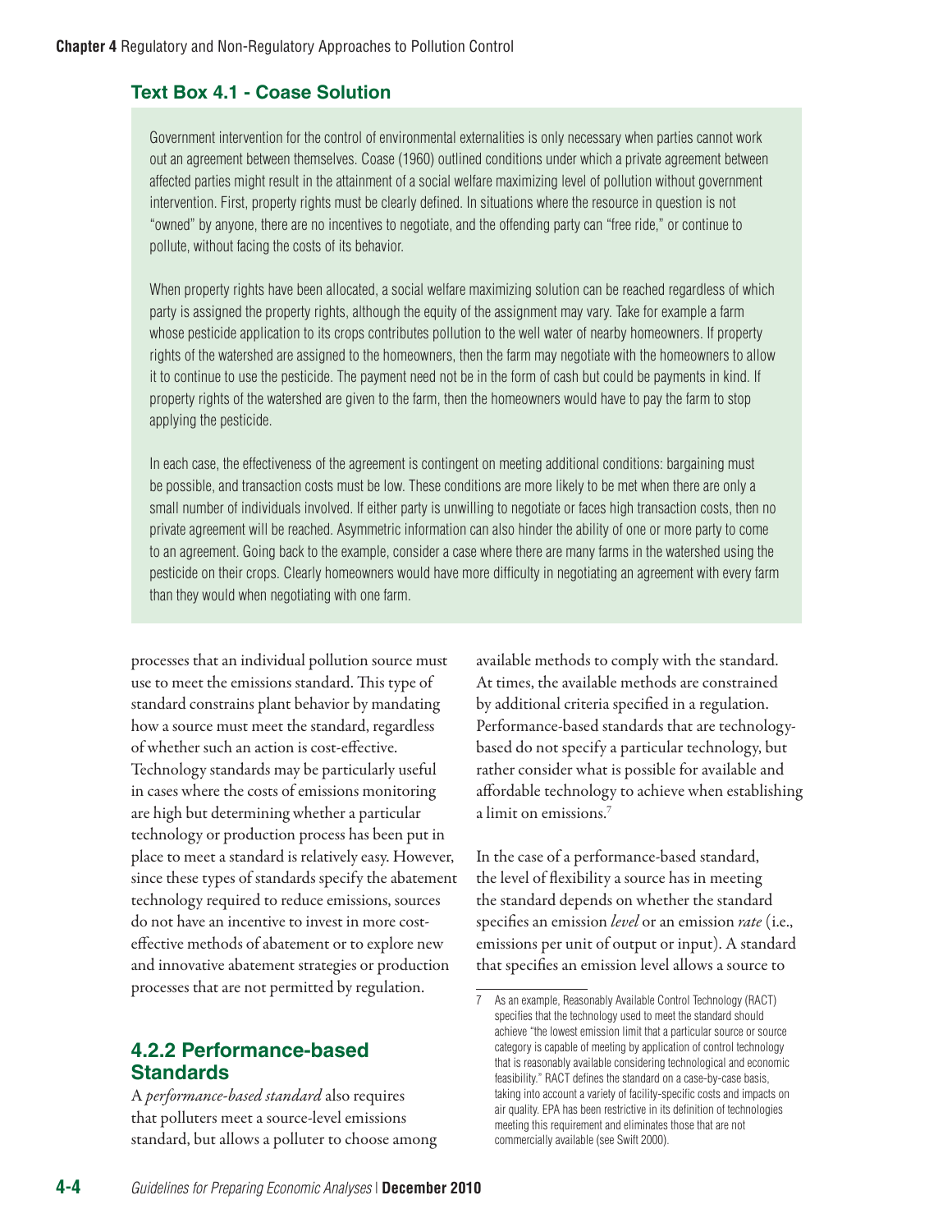### Text Box 4.1 - Coase Solution

Government intervention for the control of environmental externalities is only necessary when parties cannot work out an agreement between themselves. Coase (1960) outlined conditions under which a private agreement between affected parties might result in the attainment of a social welfare maximizing level of pollution without government intervention. First, property rights must be clearly defined. In situations where the resource in question is not "owned" by anyone, there are no incentives to negotiate, and the offending party can "free ride," or continue to pollute, without facing the costs of its behavior.

When property rights have been allocated, a social welfare maximizing solution can be reached regardless of which party is assigned the property rights, although the equity of the assignment may vary. Take for example a farm whose pesticide application to its crops contributes pollution to the well water of nearby homeowners. If property rights of the watershed are assigned to the homeowners, then the farm may negotiate with the homeowners to allow it to continue to use the pesticide. The payment need not be in the form of cash but could be payments in kind. If property rights of the watershed are given to the farm, then the homeowners would have to pay the farm to stop applying the pesticide.

In each case, the effectiveness of the agreement is contingent on meeting additional conditions: bargaining must be possible, and transaction costs must be low. These conditions are more likely to be met when there are only a small number of individuals involved. If either party is unwilling to negotiate or faces high transaction costs, then no private agreement will be reached. Asymmetric information can also hinder the ability of one or more party to come to an agreement. Going back to the example, consider a case where there are many farms in the watershed using the pesticide on their crops. Clearly homeowners would have more difficulty in negotiating an agreement with every farm than they would when negotiating with one farm.

processes that an individual pollution source must use to meet the emissions standard. This type of standard constrains plant behavior by mandating how a source must meet the standard, regardless of whether such an action is cost-effective. Technology standards may be particularly useful in cases where the costs of emissions monitoring are high but determining whether a particular technology or production process has been put in place to meet a standard is relatively easy. However, since these types of standards specify the abatement technology required to reduce emissions, sources do not have an incentive to invest in more cost-effective methods of abatement or to explore new and innovative abatement strategies or production processes that are not permitted by regulation.

## 4.2.2 Performance-based Standards

A *performance-based standard* also requires that polluters meet a source-level emissions standard, but allows a polluter to choose among available methods to comply with the standard. At times, the available methods are constrained by additional criteria specified in a regulation. Performance-based standards that are technology-based do not specify a particular technology, but rather consider what is possible for available and affordable technology to achieve when establishing a limit on emissions.[7]

In the case of a performance-based standard, the level of flexibility a source has in meeting the standard depends on whether the standard specifies an emission *level* or an emission *rate* (i.e., emissions per unit of output or input). A standard that specifies an emission level allows a source to

[7] As an example, Reasonably Available Control Technology (RACT) specifies that the technology used to meet the standard should achieve "the lowest emission limit that a particular source or source category is capable of meeting by application of control technology that is reasonably available considering technological and economic feasibility." RACT defines the standard on a case-by-case basis, taking into account a variety of facility-specific costs and impacts on air quality. EPA has been restrictive in its definition of technologies meeting this requirement and eliminates those that are not commercially available (see Swift 2000).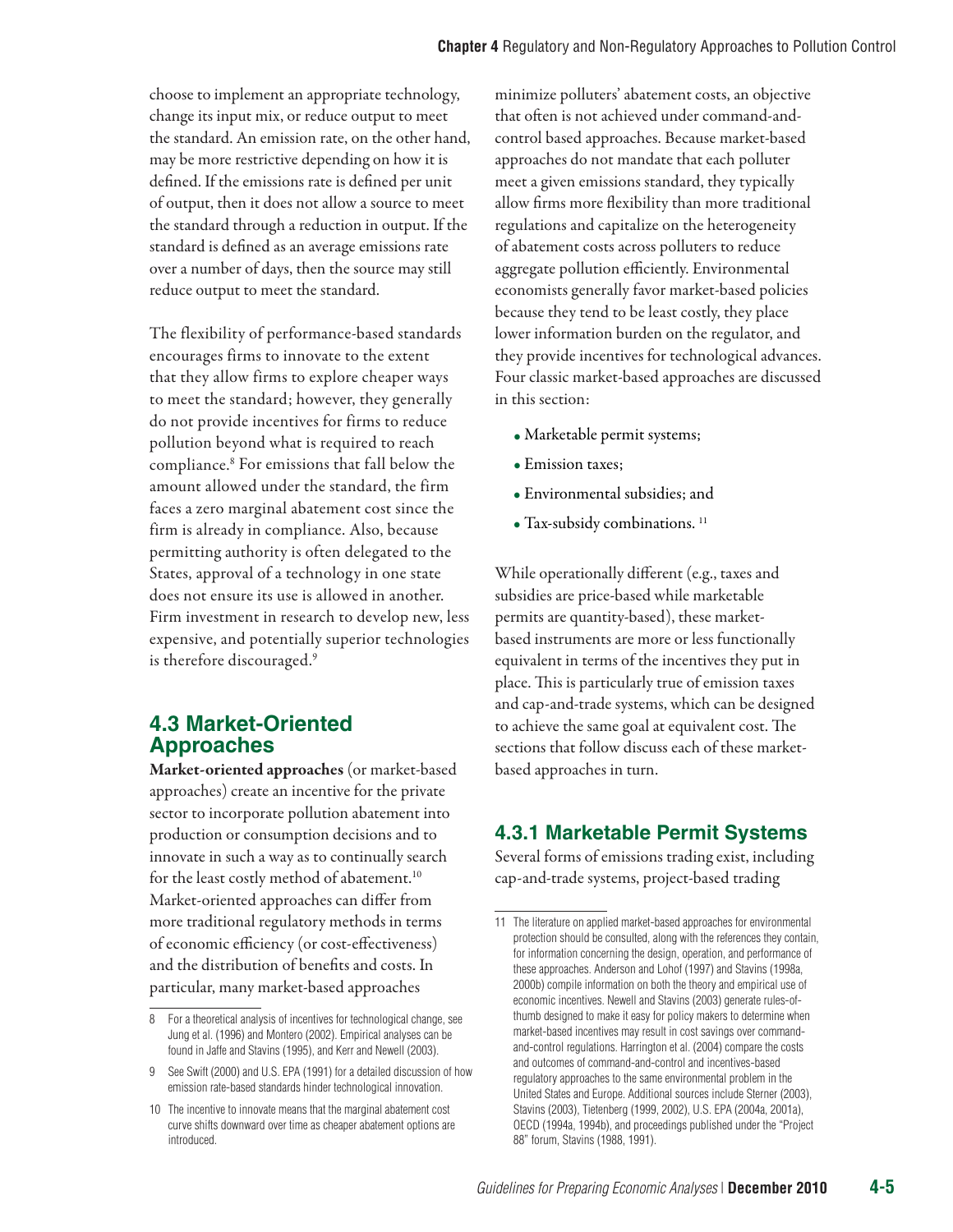choose to implement an appropriate technology, change its input mix, or reduce output to meet the standard. An emission rate, on the other hand, may be more restrictive depending on how it is defined. If the emissions rate is defined per unit of output, then it does not allow a source to meet the standard through a reduction in output. If the standard is defined as an average emissions rate over a number of days, then the source may still reduce output to meet the standard.

The flexibility of performance-based standards encourages firms to innovate to the extent that they allow firms to explore cheaper ways to meet the standard; however, they generally do not provide incentives for firms to reduce pollution beyond what is required to reach compliance.[8] For emissions that fall below the amount allowed under the standard, the firm faces a zero marginal abatement cost since the firm is already in compliance. Also, because permitting authority is often delegated to the States, approval of a technology in one state does not ensure its use is allowed in another. Firm investment in research to develop new, less expensive, and potentially superior technologies is therefore discouraged.[9]

## 4.3 Market-Oriented Approaches

**Market-oriented approaches** (or market-based approaches) create an incentive for the private sector to incorporate pollution abatement into production or consumption decisions and to innovate in such a way as to continually search for the least costly method of abatement.[10] Market-oriented approaches can differ from more traditional regulatory methods in terms of economic efficiency (or cost-effectiveness) and the distribution of benefits and costs. In particular, many market-based approaches minimize polluters' abatement costs, an objective that often is not achieved under command-and-control based approaches. Because market-based approaches do not mandate that each polluter meet a given emissions standard, they typically allow firms more flexibility than more traditional regulations and capitalize on the heterogeneity of abatement costs across polluters to reduce aggregate pollution efficiently. Environmental economists generally favor market-based policies because they tend to be least costly, they place lower information burden on the regulator, and they provide incentives for technological advances. Four classic market-based approaches are discussed in this section:

- Marketable permit systems;
- Emission taxes;
- Environmental subsidies; and
- Tax-subsidy combinations.[11]

While operationally different (e.g., taxes and subsidies are price-based while marketable permits are quantity-based), these market-based instruments are more or less functionally equivalent in terms of the incentives they put in place. This is particularly true of emission taxes and cap-and-trade systems, which can be designed to achieve the same goal at equivalent cost. The sections that follow discuss each of these market-based approaches in turn.

### 4.3.1 Marketable Permit Systems

Several forms of emissions trading exist, including cap-and-trade systems, project-based trading

---

8 For a theoretical analysis of incentives for technological change, see Jung et al. (1996) and Montero (2002). Empirical analyses can be found in Jaffe and Stavins (1995), and Kerr and Newell (2003).

9 See Swift (2000) and U.S. EPA (1991) for a detailed discussion of how emission rate-based standards hinder technological innovation.

10 The incentive to innovate means that the marginal abatement cost curve shifts downward over time as cheaper abatement options are introduced.

11 The literature on applied market-based approaches for environmental protection should be consulted, along with the references they contain, for information concerning the design, operation, and performance of these approaches. Anderson and Lohof (1997) and Stavins (1998a, 2000b) compile information on both the theory and empirical use of economic incentives. Newell and Stavins (2003) generate rules-of-thumb designed to make it easy for policy makers to determine when market-based incentives may result in cost savings over command-and-control regulations. Harrington et al. (2004) compare the costs and outcomes of command-and-control and incentives-based regulatory approaches to the same environmental problem in the United States and Europe. Additional sources include Sterner (2003), Stavins (2003), Tietenberg (1999, 2002), U.S. EPA (2004a, 2001a), OECD (1994a, 1994b), and proceedings published under the "Project 88" forum, Stavins (1988, 1991).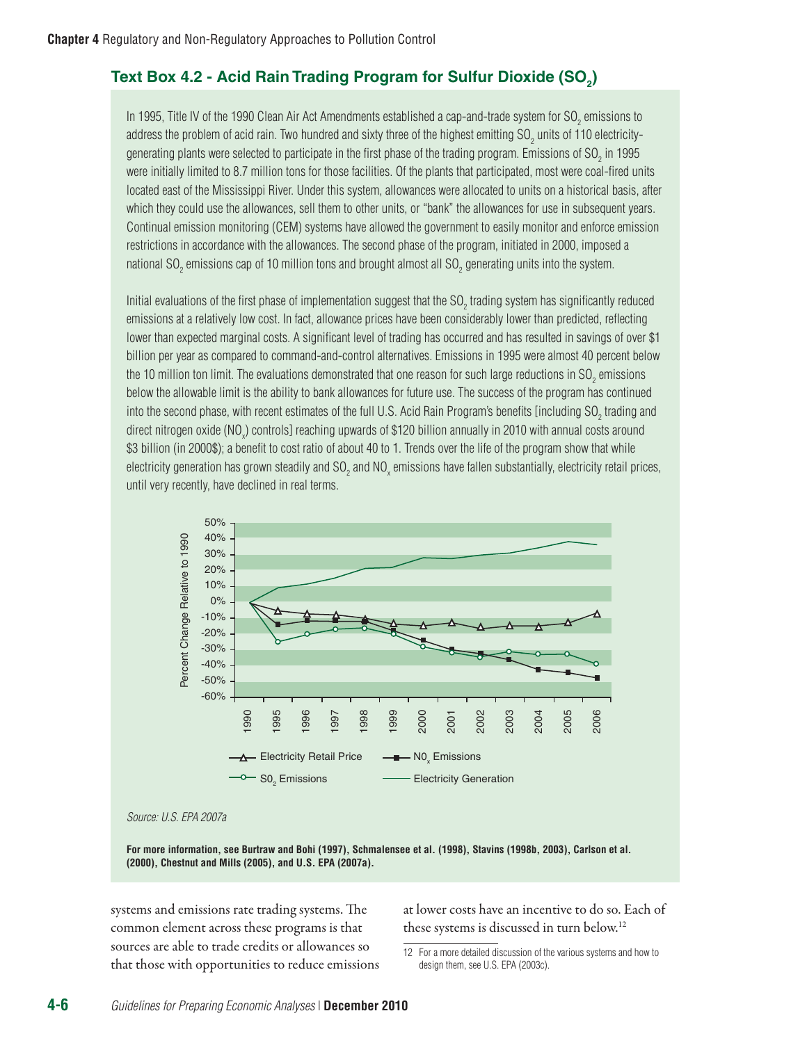### Text Box 4.2 - Acid Rain Trading Program for Sulfur Dioxide ($SO_2$)

In 1995, Title IV of the 1990 Clean Air Act Amendments established a cap-and-trade system for $SO_2$ emissions to address the problem of acid rain. Two hundred and sixty three of the highest emitting $SO_2$ units of 110 electricity-generating plants were selected to participate in the first phase of the trading program. Emissions of $SO_2$ in 1995 were initially limited to 8.7 million tons for those facilities. Of the plants that participated, most were coal-fired units located east of the Mississippi River. Under this system, allowances were allocated to units on a historical basis, after which they could use the allowances, sell them to other units, or "bank" the allowances for use in subsequent years. Continual emission monitoring (CEM) systems have allowed the government to easily monitor and enforce emission restrictions in accordance with the allowances. The second phase of the program, initiated in 2000, imposed a national $SO_2$ emissions cap of 10 million tons and brought almost all $SO_2$ generating units into the system.

Initial evaluations of the first phase of implementation suggest that the $SO_2$ trading system has significantly reduced emissions at a relatively low cost. In fact, allowance prices have been considerably lower than predicted, reflecting lower than expected marginal costs. A significant level of trading has occurred and has resulted in savings of over $1 billion per year as compared to command-and-control alternatives. Emissions in 1995 were almost 40 percent below the 10 million ton limit. The evaluations demonstrated that one reason for such large reductions in $SO_2$ emissions below the allowable limit is the ability to bank allowances for future use. The success of the program has continued into the second phase, with recent estimates of the full U.S. Acid Rain Program's benefits [including $SO_2$ trading and direct nitrogen oxide ($NO_x$) controls] reaching upwards of $120 billion annually in 2010 with annual costs around $3 billion (in 2000$); a benefit to cost ratio of about 40 to 1. Trends over the life of the program show that while electricity generation has grown steadily and $SO_2$ and $NO_x$ emissions have fallen substantially, electricity retail prices, until very recently, have declined in real terms.

*Source: U.S. EPA 2007a*

**For more information, see Burtraw and Bohi (1997), Schmalensee et al. (1998), Stavins (1998b, 2003), Carlson et al. (2000), Chestnut and Mills (2005), and U.S. EPA (2007a).**

systems and emissions rate trading systems. The common element across these programs is that sources are able to trade credits or allowances so that those with opportunities to reduce emissions at lower costs have an incentive to do so. Each of these systems is discussed in turn below.[12]

12 For a more detailed discussion of the various systems and how to design them, see U.S. EPA (2003c).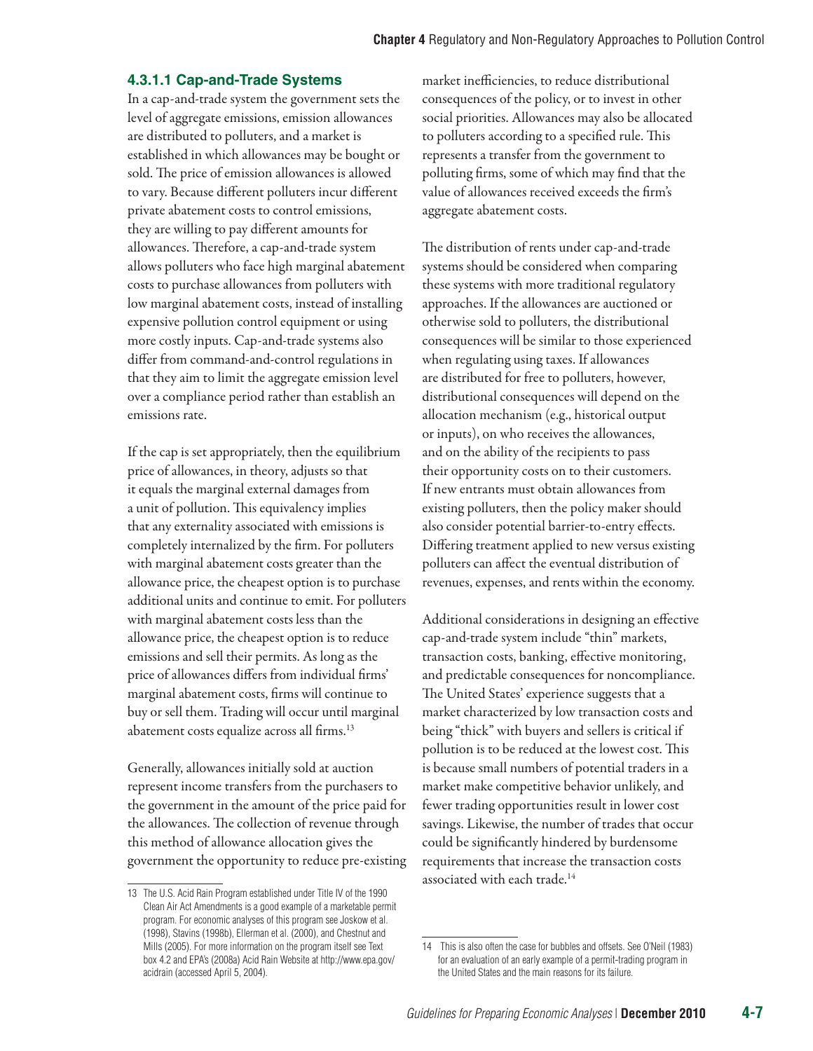#### 4.3.1.1 Cap-and-Trade Systems

In a cap-and-trade system the government sets the level of aggregate emissions, emission allowances are distributed to polluters, and a market is established in which allowances may be bought or sold. The price of emission allowances is allowed to vary. Because different polluters incur different private abatement costs to control emissions, they are willing to pay different amounts for allowances. Therefore, a cap-and-trade system allows polluters who face high marginal abatement costs to purchase allowances from polluters with low marginal abatement costs, instead of installing expensive pollution control equipment or using more costly inputs. Cap-and-trade systems also differ from command-and-control regulations in that they aim to limit the aggregate emission level over a compliance period rather than establish an emissions rate.

If the cap is set appropriately, then the equilibrium price of allowances, in theory, adjusts so that it equals the marginal external damages from a unit of pollution. This equivalency implies that any externality associated with emissions is completely internalized by the firm. For polluters with marginal abatement costs greater than the allowance price, the cheapest option is to purchase additional units and continue to emit. For polluters with marginal abatement costs less than the allowance price, the cheapest option is to reduce emissions and sell their permits. As long as the price of allowances differs from individual firms' marginal abatement costs, firms will continue to buy or sell them. Trading will occur until marginal abatement costs equalize across all firms.[13]

Generally, allowances initially sold at auction represent income transfers from the purchasers to the government in the amount of the price paid for the allowances. The collection of revenue through this method of allowance allocation gives the government the opportunity to reduce pre-existing market inefficiencies, to reduce distributional consequences of the policy, or to invest in other social priorities. Allowances may also be allocated to polluters according to a specified rule. This represents a transfer from the government to polluting firms, some of which may find that the value of allowances received exceeds the firm's aggregate abatement costs.

The distribution of rents under cap-and-trade systems should be considered when comparing these systems with more traditional regulatory approaches. If the allowances are auctioned or otherwise sold to polluters, the distributional consequences will be similar to those experienced when regulating using taxes. If allowances are distributed for free to polluters, however, distributional consequences will depend on the allocation mechanism (e.g., historical output or inputs), on who receives the allowances, and on the ability of the recipients to pass their opportunity costs on to their customers. If new entrants must obtain allowances from existing polluters, then the policy maker should also consider potential barrier-to-entry effects. Differing treatment applied to new versus existing polluters can affect the eventual distribution of revenues, expenses, and rents within the economy.

Additional considerations in designing an effective cap-and-trade system include "thin" markets, transaction costs, banking, effective monitoring, and predictable consequences for noncompliance. The United States' experience suggests that a market characterized by low transaction costs and being "thick" with buyers and sellers is critical if pollution is to be reduced at the lowest cost. This is because small numbers of potential traders in a market make competitive behavior unlikely, and fewer trading opportunities result in lower cost savings. Likewise, the number of trades that occur could be significantly hindered by burdensome requirements that increase the transaction costs associated with each trade.[14]

---

13 The U.S. Acid Rain Program established under Title IV of the 1990 Clean Air Act Amendments is a good example of a marketable permit program. For economic analyses of this program see Joskow et al. (1998), Stavins (1998b), Ellerman et al. (2000), and Chestnut and Mills (2005). For more information on the program itself see Text box 4.2 and EPA's (2008a) Acid Rain Website at http://www.epa.gov/acidrain (accessed April 5, 2004).

14 This is also often the case for bubbles and offsets. See O'Neil (1983) for an evaluation of an early example of a permit-trading program in the United States and the main reasons for its failure.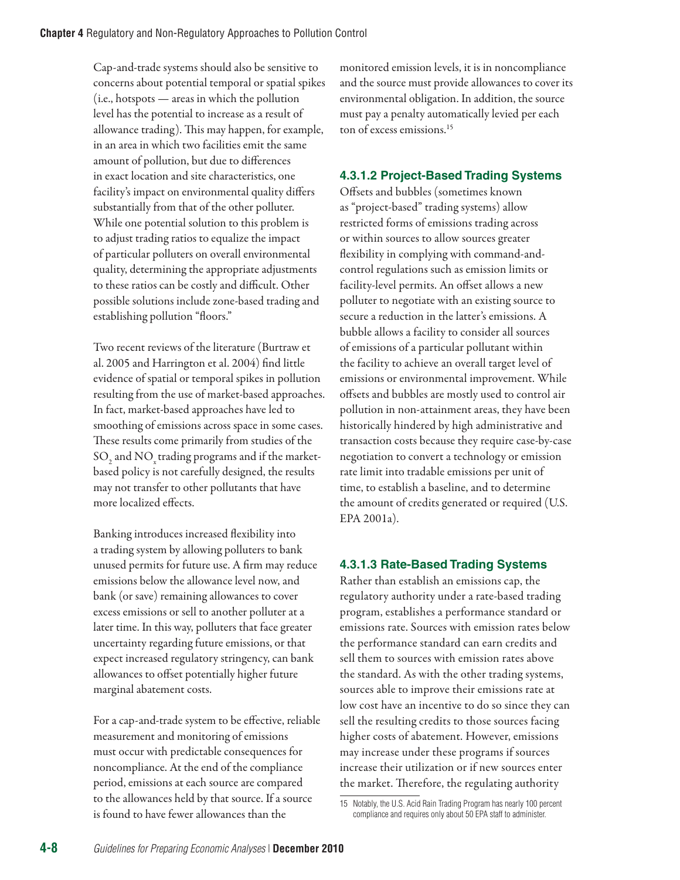Cap-and-trade systems should also be sensitive to concerns about potential temporal or spatial spikes (i.e., hotspots — areas in which the pollution level has the potential to increase as a result of allowance trading). This may happen, for example, in an area in which two facilities emit the same amount of pollution, but due to differences in exact location and site characteristics, one facility's impact on environmental quality differs substantially from that of the other polluter. While one potential solution to this problem is to adjust trading ratios to equalize the impact of particular polluters on overall environmental quality, determining the appropriate adjustments to these ratios can be costly and difficult. Other possible solutions include zone-based trading and establishing pollution "floors."

Two recent reviews of the literature (Burtraw et al. 2005 and Harrington et al. 2004) find little evidence of spatial or temporal spikes in pollution resulting from the use of market-based approaches. In fact, market-based approaches have led to smoothing of emissions across space in some cases. These results come primarily from studies of the $SO_2$ and $NO_x$ trading programs and if the market-based policy is not carefully designed, the results may not transfer to other pollutants that have more localized effects.

Banking introduces increased flexibility into a trading system by allowing polluters to bank unused permits for future use. A firm may reduce emissions below the allowance level now, and bank (or save) remaining allowances to cover excess emissions or sell to another polluter at a later time. In this way, polluters that face greater uncertainty regarding future emissions, or that expect increased regulatory stringency, can bank allowances to offset potentially higher future marginal abatement costs.

For a cap-and-trade system to be effective, reliable measurement and monitoring of emissions must occur with predictable consequences for noncompliance. At the end of the compliance period, emissions at each source are compared to the allowances held by that source. If a source is found to have fewer allowances than the monitored emission levels, it is in noncompliance and the source must provide allowances to cover its environmental obligation. In addition, the source must pay a penalty automatically levied per each ton of excess emissions.[15]

#### 4.3.1.2 Project-Based Trading Systems

Offsets and bubbles (sometimes known as "project-based" trading systems) allow restricted forms of emissions trading across or within sources to allow sources greater flexibility in complying with command-and-control regulations such as emission limits or facility-level permits. An offset allows a new polluter to negotiate with an existing source to secure a reduction in the latter's emissions. A bubble allows a facility to consider all sources of emissions of a particular pollutant within the facility to achieve an overall target level of emissions or environmental improvement. While offsets and bubbles are mostly used to control air pollution in non-attainment areas, they have been historically hindered by high administrative and transaction costs because they require case-by-case negotiation to convert a technology or emission rate limit into tradable emissions per unit of time, to establish a baseline, and to determine the amount of credits generated or required (U.S. EPA 2001a).

#### 4.3.1.3 Rate-Based Trading Systems

Rather than establish an emissions cap, the regulatory authority under a rate-based trading program, establishes a performance standard or emissions rate. Sources with emission rates below the performance standard can earn credits and sell them to sources with emission rates above the standard. As with the other trading systems, sources able to improve their emissions rate at low cost have an incentive to do so since they can sell the resulting credits to those sources facing higher costs of abatement. However, emissions may increase under these programs if sources increase their utilization or if new sources enter the market. Therefore, the regulating authority

15 Notably, the U.S. Acid Rain Trading Program has nearly 100 percent compliance and requires only about 50 EPA staff to administer.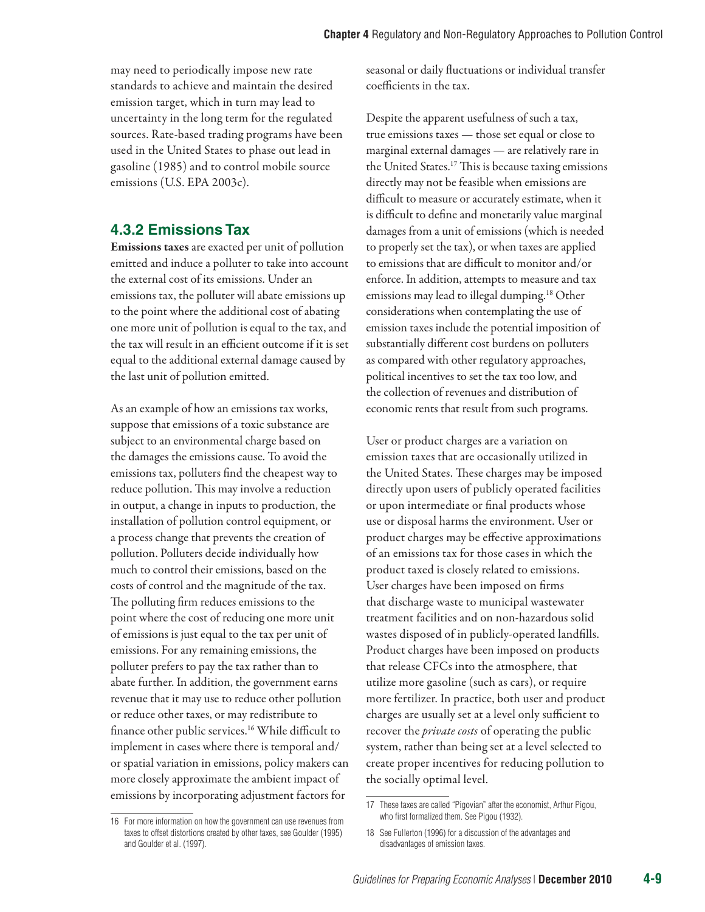may need to periodically impose new rate standards to achieve and maintain the desired emission target, which in turn may lead to uncertainty in the long term for the regulated sources. Rate-based trading programs have been used in the United States to phase out lead in gasoline (1985) and to control mobile source emissions (U.S. EPA 2003c).

### 4.3.2 Emissions Tax

**Emissions taxes** are exacted per unit of pollution emitted and induce a polluter to take into account the external cost of its emissions. Under an emissions tax, the polluter will abate emissions up to the point where the additional cost of abating one more unit of pollution is equal to the tax, and the tax will result in an efficient outcome if it is set equal to the additional external damage caused by the last unit of pollution emitted.

As an example of how an emissions tax works, suppose that emissions of a toxic substance are subject to an environmental charge based on the damages the emissions cause. To avoid the emissions tax, polluters find the cheapest way to reduce pollution. This may involve a reduction in output, a change in inputs to production, the installation of pollution control equipment, or a process change that prevents the creation of pollution. Polluters decide individually how much to control their emissions, based on the costs of control and the magnitude of the tax. The polluting firm reduces emissions to the point where the cost of reducing one more unit of emissions is just equal to the tax per unit of emissions. For any remaining emissions, the polluter prefers to pay the tax rather than to abate further. In addition, the government earns revenue that it may use to reduce other pollution or reduce other taxes, or may redistribute to finance other public services.[16] While difficult to implement in cases where there is temporal and/or spatial variation in emissions, policy makers can more closely approximate the ambient impact of emissions by incorporating adjustment factors for seasonal or daily fluctuations or individual transfer coefficients in the tax.

Despite the apparent usefulness of such a tax, true emissions taxes — those set equal or close to marginal external damages — are relatively rare in the United States.[17] This is because taxing emissions directly may not be feasible when emissions are difficult to measure or accurately estimate, when it is difficult to define and monetarily value marginal damages from a unit of emissions (which is needed to properly set the tax), or when taxes are applied to emissions that are difficult to monitor and/or enforce. In addition, attempts to measure and tax emissions may lead to illegal dumping.[18] Other considerations when contemplating the use of emission taxes include the potential imposition of substantially different cost burdens on polluters as compared with other regulatory approaches, political incentives to set the tax too low, and the collection of revenues and distribution of economic rents that result from such programs.

User or product charges are a variation on emission taxes that are occasionally utilized in the United States. These charges may be imposed directly upon users of publicly operated facilities or upon intermediate or final products whose use or disposal harms the environment. User or product charges may be effective approximations of an emissions tax for those cases in which the product taxed is closely related to emissions. User charges have been imposed on firms that discharge waste to municipal wastewater treatment facilities and on non-hazardous solid wastes disposed of in publicly-operated landfills. Product charges have been imposed on products that release CFCs into the atmosphere, that utilize more gasoline (such as cars), or require more fertilizer. In practice, both user and product charges are usually set at a level only sufficient to recover the *private costs* of operating the public system, rather than being set at a level selected to create proper incentives for reducing pollution to the socially optimal level.

16 For more information on how the government can use revenues from taxes to offset distortions created by other taxes, see Goulder (1995) and Goulder et al. (1997).

17 These taxes are called "Pigovian" after the economist, Arthur Pigou, who first formalized them. See Pigou (1932).

18 See Fullerton (1996) for a discussion of the advantages and disadvantages of emission taxes.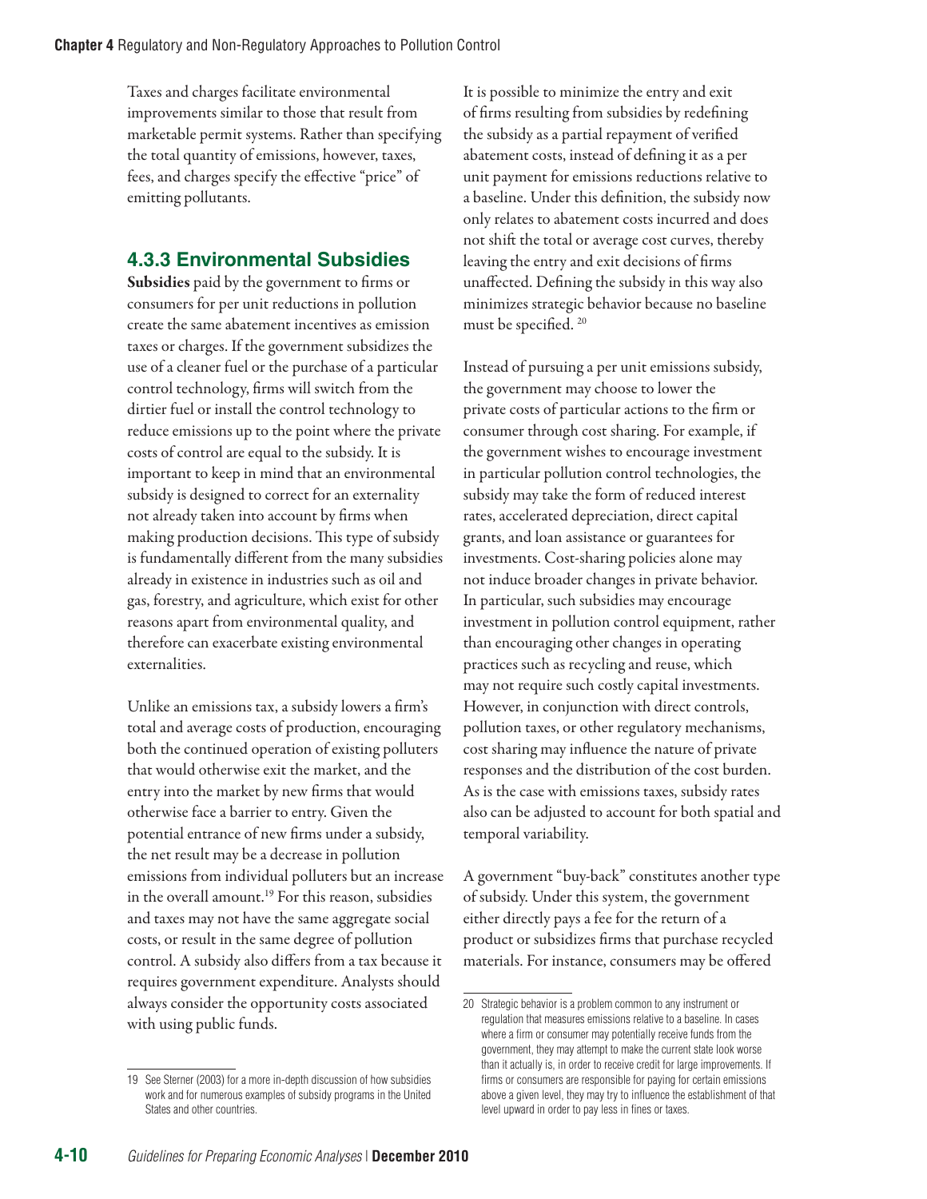Taxes and charges facilitate environmental improvements similar to those that result from marketable permit systems. Rather than specifying the total quantity of emissions, however, taxes, fees, and charges specify the effective "price" of emitting pollutants.

### 4.3.3 Environmental Subsidies

**Subsidies** paid by the government to firms or consumers for per unit reductions in pollution create the same abatement incentives as emission taxes or charges. If the government subsidizes the use of a cleaner fuel or the purchase of a particular control technology, firms will switch from the dirtier fuel or install the control technology to reduce emissions up to the point where the private costs of control are equal to the subsidy. It is important to keep in mind that an environmental subsidy is designed to correct for an externality not already taken into account by firms when making production decisions. This type of subsidy is fundamentally different from the many subsidies already in existence in industries such as oil and gas, forestry, and agriculture, which exist for other reasons apart from environmental quality, and therefore can exacerbate existing environmental externalities.

Unlike an emissions tax, a subsidy lowers a firm's total and average costs of production, encouraging both the continued operation of existing polluters that would otherwise exit the market, and the entry into the market by new firms that would otherwise face a barrier to entry. Given the potential entrance of new firms under a subsidy, the net result may be a decrease in pollution emissions from individual polluters but an increase in the overall amount.[19] For this reason, subsidies and taxes may not have the same aggregate social costs, or result in the same degree of pollution control. A subsidy also differs from a tax because it requires government expenditure. Analysts should always consider the opportunity costs associated with using public funds.

It is possible to minimize the entry and exit of firms resulting from subsidies by redefining the subsidy as a partial repayment of verified abatement costs, instead of defining it as a per unit payment for emissions reductions relative to a baseline. Under this definition, the subsidy now only relates to abatement costs incurred and does not shift the total or average cost curves, thereby leaving the entry and exit decisions of firms unaffected. Defining the subsidy in this way also minimizes strategic behavior because no baseline must be specified.[20]

Instead of pursuing a per unit emissions subsidy, the government may choose to lower the private costs of particular actions to the firm or consumer through cost sharing. For example, if the government wishes to encourage investment in particular pollution control technologies, the subsidy may take the form of reduced interest rates, accelerated depreciation, direct capital grants, and loan assistance or guarantees for investments. Cost-sharing policies alone may not induce broader changes in private behavior. In particular, such subsidies may encourage investment in pollution control equipment, rather than encouraging other changes in operating practices such as recycling and reuse, which may not require such costly capital investments. However, in conjunction with direct controls, pollution taxes, or other regulatory mechanisms, cost sharing may influence the nature of private responses and the distribution of the cost burden. As is the case with emissions taxes, subsidy rates also can be adjusted to account for both spatial and temporal variability.

A government "buy-back" constitutes another type of subsidy. Under this system, the government either directly pays a fee for the return of a product or subsidizes firms that purchase recycled materials. For instance, consumers may be offered

---

19 See Sterner (2003) for a more in-depth discussion of how subsidies work and for numerous examples of subsidy programs in the United States and other countries.

20 Strategic behavior is a problem common to any instrument or regulation that measures emissions relative to a baseline. In cases where a firm or consumer may potentially receive funds from the government, they may attempt to make the current state look worse than it actually is, in order to receive credit for large improvements. If firms or consumers are responsible for paying for certain emissions above a given level, they may try to influence the establishment of that level upward in order to pay less in fines or taxes.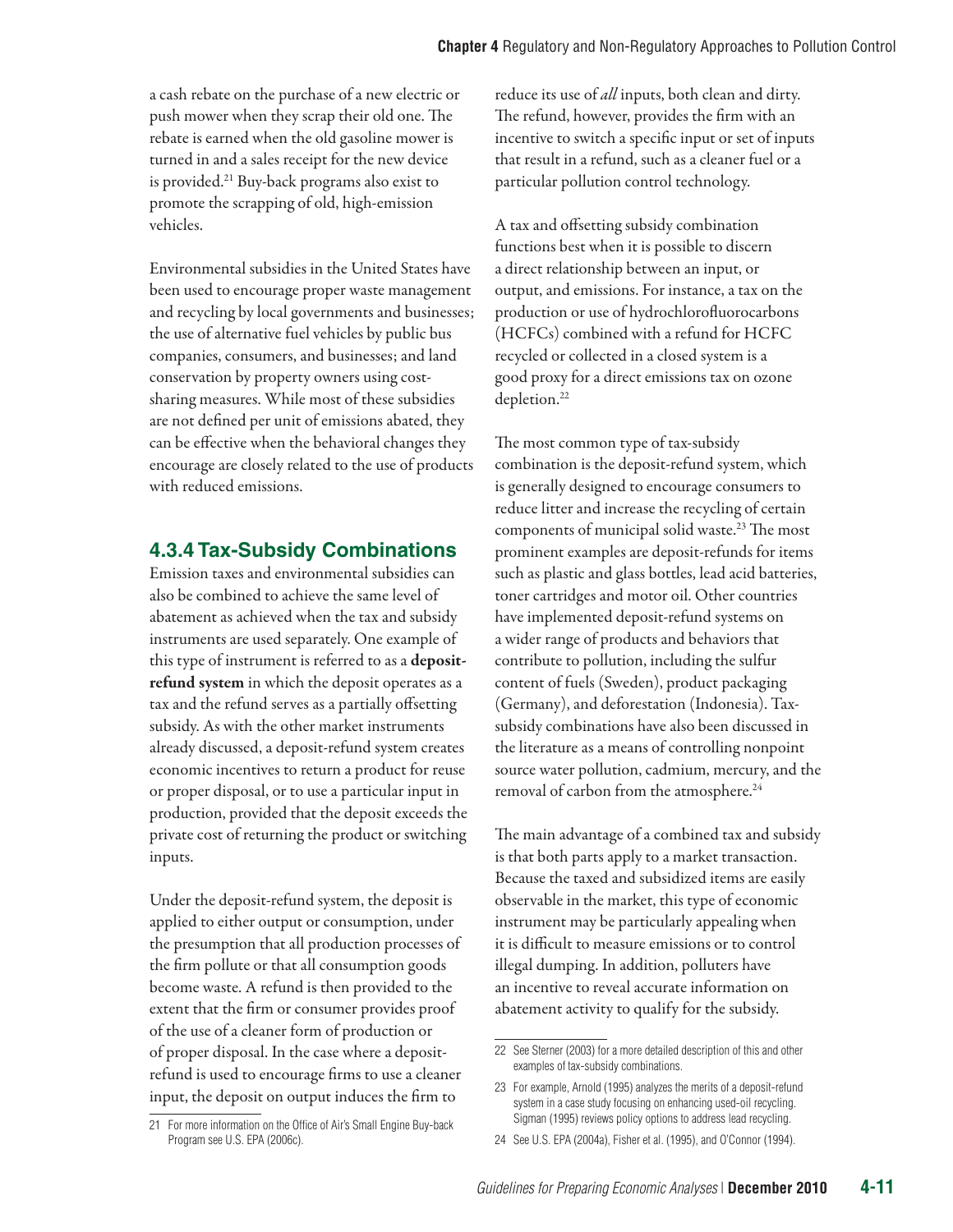a cash rebate on the purchase of a new electric or push mower when they scrap their old one. The rebate is earned when the old gasoline mower is turned in and a sales receipt for the new device is provided.[21] Buy-back programs also exist to promote the scrapping of old, high-emission vehicles.

Environmental subsidies in the United States have been used to encourage proper waste management and recycling by local governments and businesses; the use of alternative fuel vehicles by public bus companies, consumers, and businesses; and land conservation by property owners using cost-sharing measures. While most of these subsidies are not defined per unit of emissions abated, they can be effective when the behavioral changes they encourage are closely related to the use of products with reduced emissions.

### 4.3.4 Tax-Subsidy Combinations

Emission taxes and environmental subsidies can also be combined to achieve the same level of abatement as achieved when the tax and subsidy instruments are used separately. One example of this type of instrument is referred to as a **deposit-refund system** in which the deposit operates as a tax and the refund serves as a partially offsetting subsidy. As with the other market instruments already discussed, a deposit-refund system creates economic incentives to return a product for reuse or proper disposal, or to use a particular input in production, provided that the deposit exceeds the private cost of returning the product or switching inputs.

Under the deposit-refund system, the deposit is applied to either output or consumption, under the presumption that all production processes of the firm pollute or that all consumption goods become waste. A refund is then provided to the extent that the firm or consumer provides proof of the use of a cleaner form of production or of proper disposal. In the case where a deposit-refund is used to encourage firms to use a cleaner input, the deposit on output induces the firm to reduce its use of *all* inputs, both clean and dirty. The refund, however, provides the firm with an incentive to switch a specific input or set of inputs that result in a refund, such as a cleaner fuel or a particular pollution control technology.

A tax and offsetting subsidy combination functions best when it is possible to discern a direct relationship between an input, or output, and emissions. For instance, a tax on the production or use of hydrochlorofluorocarbons (HCFCs) combined with a refund for HCFC recycled or collected in a closed system is a good proxy for a direct emissions tax on ozone depletion.[22]

The most common type of tax-subsidy combination is the deposit-refund system, which is generally designed to encourage consumers to reduce litter and increase the recycling of certain components of municipal solid waste.[23] The most prominent examples are deposit-refunds for items such as plastic and glass bottles, lead acid batteries, toner cartridges and motor oil. Other countries have implemented deposit-refund systems on a wider range of products and behaviors that contribute to pollution, including the sulfur content of fuels (Sweden), product packaging (Germany), and deforestation (Indonesia). Tax-subsidy combinations have also been discussed in the literature as a means of controlling nonpoint source water pollution, cadmium, mercury, and the removal of carbon from the atmosphere.[24]

The main advantage of a combined tax and subsidy is that both parts apply to a market transaction. Because the taxed and subsidized items are easily observable in the market, this type of economic instrument may be particularly appealing when it is difficult to measure emissions or to control illegal dumping. In addition, polluters have an incentive to reveal accurate information on abatement activity to qualify for the subsidy.

---

21 For more information on the Office of Air's Small Engine Buy-back Program see U.S. EPA (2006c).

22 See Sterner (2003) for a more detailed description of this and other examples of tax-subsidy combinations.

23 For example, Arnold (1995) analyzes the merits of a deposit-refund system in a case study focusing on enhancing used-oil recycling. Sigman (1995) reviews policy options to address lead recycling.

24 See U.S. EPA (2004a), Fisher et al. (1995), and O'Connor (1994).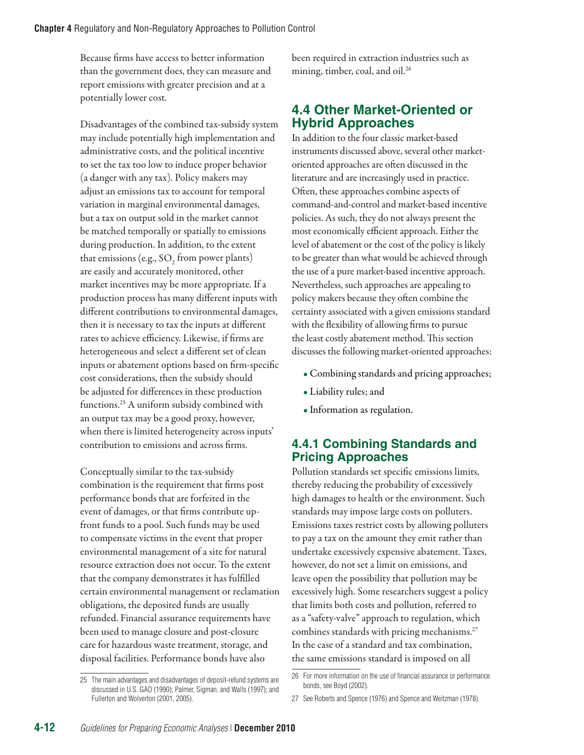Because firms have access to better information than the government does, they can measure and report emissions with greater precision and at a potentially lower cost.

Disadvantages of the combined tax-subsidy system may include potentially high implementation and administrative costs, and the political incentive to set the tax too low to induce proper behavior (a danger with any tax). Policy makers may adjust an emissions tax to account for temporal variation in marginal environmental damages, but a tax on output sold in the market cannot be matched temporally or spatially to emissions during production. In addition, to the extent that emissions (e.g., $SO_2$ from power plants) are easily and accurately monitored, other market incentives may be more appropriate. If a production process has many different inputs with different contributions to environmental damages, then it is necessary to tax the inputs at different rates to achieve efficiency. Likewise, if firms are heterogeneous and select a different set of clean inputs or abatement options based on firm-specific cost considerations, then the subsidy should be adjusted for differences in these production functions.[25] A uniform subsidy combined with an output tax may be a good proxy, however, when there is limited heterogeneity across inputs' contribution to emissions and across firms.

Conceptually similar to the tax-subsidy combination is the requirement that firms post performance bonds that are forfeited in the event of damages, or that firms contribute up-front funds to a pool. Such funds may be used to compensate victims in the event that proper environmental management of a site for natural resource extraction does not occur. To the extent that the company demonstrates it has fulfilled certain environmental management or reclamation obligations, the deposited funds are usually refunded. Financial assurance requirements have been used to manage closure and post-closure care for hazardous waste treatment, storage, and disposal facilities. Performance bonds have also been required in extraction industries such as mining, timber, coal, and oil.[26]

## 4.4 Other Market-Oriented or Hybrid Approaches

In addition to the four classic market-based instruments discussed above, several other market-oriented approaches are often discussed in the literature and are increasingly used in practice. Often, these approaches combine aspects of command-and-control and market-based incentive policies. As such, they do not always present the most economically efficient approach. Either the level of abatement or the cost of the policy is likely to be greater than what would be achieved through the use of a pure market-based incentive approach. Nevertheless, such approaches are appealing to policy makers because they often combine the certainty associated with a given emissions standard with the flexibility of allowing firms to pursue the least costly abatement method. This section discusses the following market-oriented approaches:

- Combining standards and pricing approaches;
- Liability rules; and
- Information as regulation.

### 4.4.1 Combining Standards and Pricing Approaches

Pollution standards set specific emissions limits, thereby reducing the probability of excessively high damages to health or the environment. Such standards may impose large costs on polluters. Emissions taxes restrict costs by allowing polluters to pay a tax on the amount they emit rather than undertake excessively expensive abatement. Taxes, however, do not set a limit on emissions, and leave open the possibility that pollution may be excessively high. Some researchers suggest a policy that limits both costs and pollution, referred to as a "safety-valve" approach to regulation, which combines standards with pricing mechanisms.[27] In the case of a standard and tax combination, the same emissions standard is imposed on all

---

25 The main advantages and disadvantages of deposit-refund systems are discussed in U.S. GAO (1990); Palmer, Sigman, and Walls (1997); and Fullerton and Wolverton (2001, 2005).

26 For more information on the use of financial assurance or performance bonds, see Boyd (2002).

27 See Roberts and Spence (1976) and Spence and Weitzman (1978).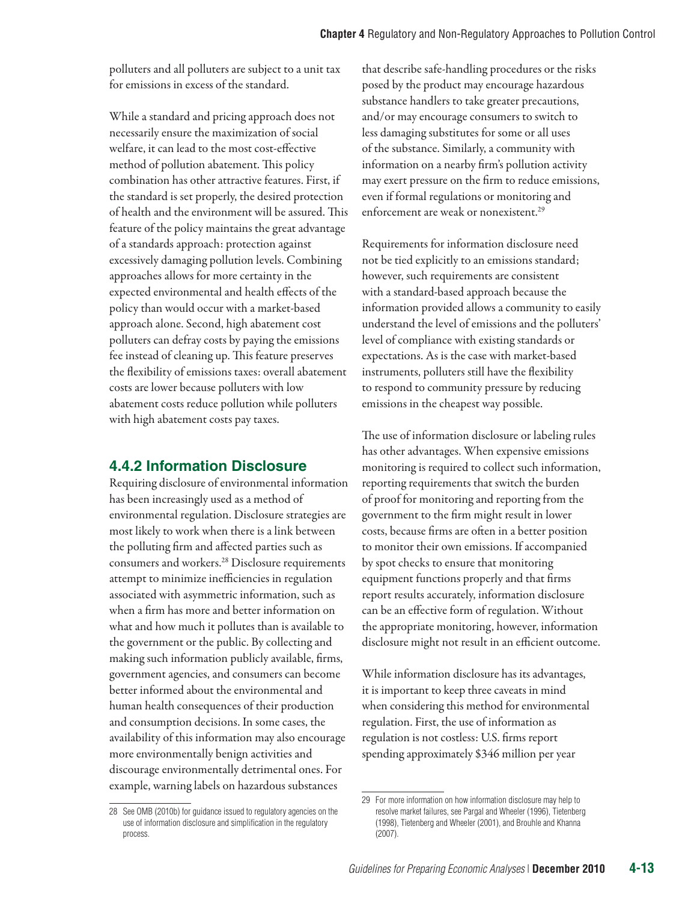polluters and all polluters are subject to a unit tax for emissions in excess of the standard.

While a standard and pricing approach does not necessarily ensure the maximization of social welfare, it can lead to the most cost-effective method of pollution abatement. This policy combination has other attractive features. First, if the standard is set properly, the desired protection of health and the environment will be assured. This feature of the policy maintains the great advantage of a standards approach: protection against excessively damaging pollution levels. Combining approaches allows for more certainty in the expected environmental and health effects of the policy than would occur with a market-based approach alone. Second, high abatement cost polluters can defray costs by paying the emissions fee instead of cleaning up. This feature preserves the flexibility of emissions taxes: overall abatement costs are lower because polluters with low abatement costs reduce pollution while polluters with high abatement costs pay taxes.

### 4.4.2 Information Disclosure

Requiring disclosure of environmental information has been increasingly used as a method of environmental regulation. Disclosure strategies are most likely to work when there is a link between the polluting firm and affected parties such as consumers and workers.[28] Disclosure requirements attempt to minimize inefficiencies in regulation associated with asymmetric information, such as when a firm has more and better information on what and how much it pollutes than is available to the government or the public. By collecting and making such information publicly available, firms, government agencies, and consumers can become better informed about the environmental and human health consequences of their production and consumption decisions. In some cases, the availability of this information may also encourage more environmentally benign activities and discourage environmentally detrimental ones. For example, warning labels on hazardous substances that describe safe-handling procedures or the risks posed by the product may encourage hazardous substance handlers to take greater precautions, and/or may encourage consumers to switch to less damaging substitutes for some or all uses of the substance. Similarly, a community with information on a nearby firm's pollution activity may exert pressure on the firm to reduce emissions, even if formal regulations or monitoring and enforcement are weak or nonexistent.[29]

Requirements for information disclosure need not be tied explicitly to an emissions standard; however, such requirements are consistent with a standard-based approach because the information provided allows a community to easily understand the level of emissions and the polluters' level of compliance with existing standards or expectations. As is the case with market-based instruments, polluters still have the flexibility to respond to community pressure by reducing emissions in the cheapest way possible.

The use of information disclosure or labeling rules has other advantages. When expensive emissions monitoring is required to collect such information, reporting requirements that switch the burden of proof for monitoring and reporting from the government to the firm might result in lower costs, because firms are often in a better position to monitor their own emissions. If accompanied by spot checks to ensure that monitoring equipment functions properly and that firms report results accurately, information disclosure can be an effective form of regulation. Without the appropriate monitoring, however, information disclosure might not result in an efficient outcome.

While information disclosure has its advantages, it is important to keep three caveats in mind when considering this method for environmental regulation. First, the use of information as regulation is not costless: U.S. firms report spending approximately $346 million per year

---

28 See OMB (2010b) for guidance issued to regulatory agencies on the use of information disclosure and simplification in the regulatory process.

29 For more information on how information disclosure may help to resolve market failures, see Pargal and Wheeler (1996), Tietenberg (1998), Tietenberg and Wheeler (2001), and Brouhle and Khanna (2007).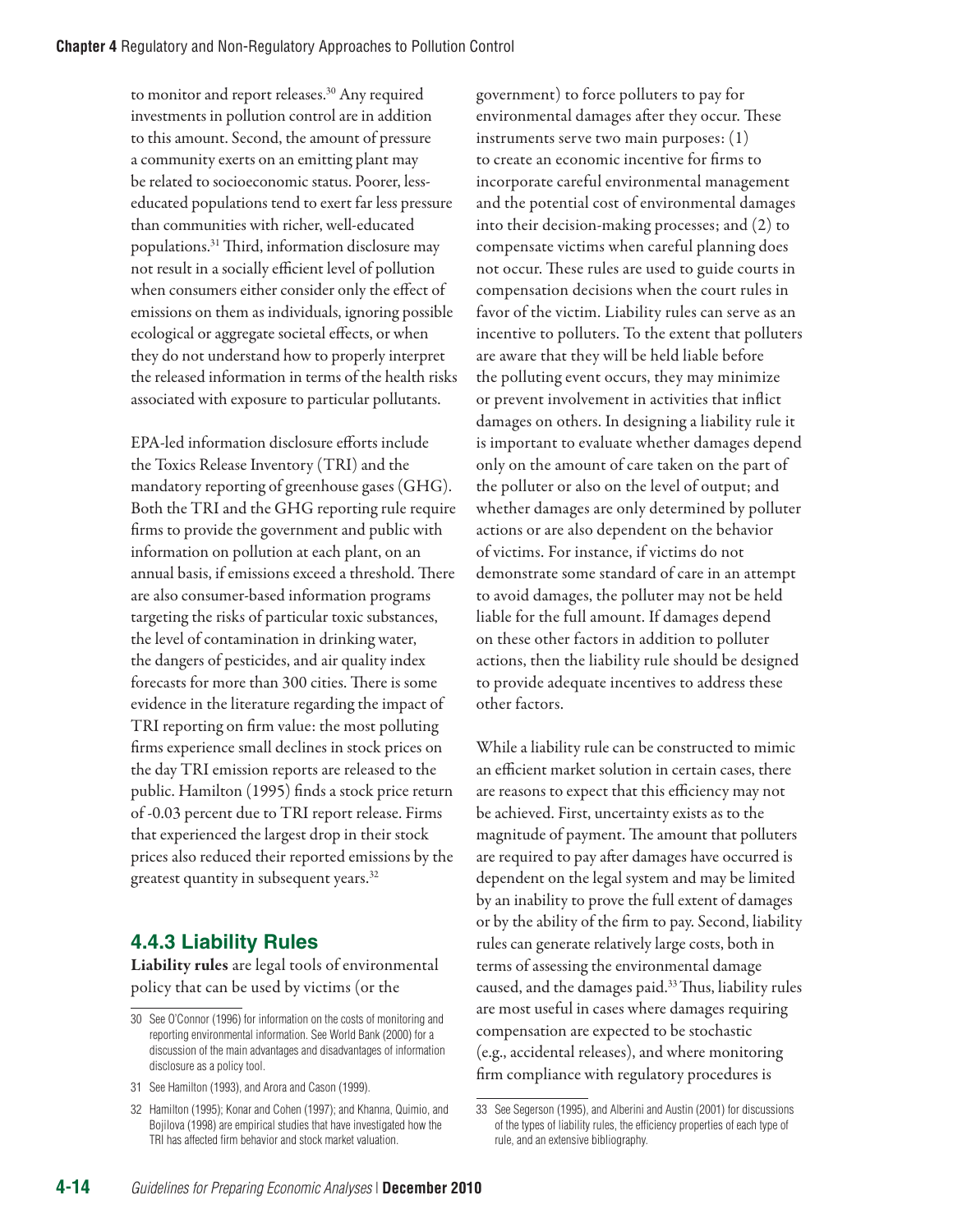to monitor and report releases.[30] Any required investments in pollution control are in addition to this amount. Second, the amount of pressure a community exerts on an emitting plant may be related to socioeconomic status. Poorer, less-educated populations tend to exert far less pressure than communities with richer, well-educated populations.[31] Third, information disclosure may not result in a socially efficient level of pollution when consumers either consider only the effect of emissions on them as individuals, ignoring possible ecological or aggregate societal effects, or when they do not understand how to properly interpret the released information in terms of the health risks associated with exposure to particular pollutants.

EPA-led information disclosure efforts include the Toxics Release Inventory (TRI) and the mandatory reporting of greenhouse gases (GHG). Both the TRI and the GHG reporting rule require firms to provide the government and public with information on pollution at each plant, on an annual basis, if emissions exceed a threshold. There are also consumer-based information programs targeting the risks of particular toxic substances, the level of contamination in drinking water, the dangers of pesticides, and air quality index forecasts for more than 300 cities. There is some evidence in the literature regarding the impact of TRI reporting on firm value: the most polluting firms experience small declines in stock prices on the day TRI emission reports are released to the public. Hamilton (1995) finds a stock price return of -0.03 percent due to TRI report release. Firms that experienced the largest drop in their stock prices also reduced their reported emissions by the greatest quantity in subsequent years.[32]

### 4.4.3 Liability Rules

**Liability rules** are legal tools of environmental policy that can be used by victims (or the government) to force polluters to pay for environmental damages after they occur. These instruments serve two main purposes: (1) to create an economic incentive for firms to incorporate careful environmental management and the potential cost of environmental damages into their decision-making processes; and (2) to compensate victims when careful planning does not occur. These rules are used to guide courts in compensation decisions when the court rules in favor of the victim. Liability rules can serve as an incentive to polluters. To the extent that polluters are aware that they will be held liable before the polluting event occurs, they may minimize or prevent involvement in activities that inflict damages on others. In designing a liability rule it is important to evaluate whether damages depend only on the amount of care taken on the part of the polluter or also on the level of output; and whether damages are only determined by polluter actions or are also dependent on the behavior of victims. For instance, if victims do not demonstrate some standard of care in an attempt to avoid damages, the polluter may not be held liable for the full amount. If damages depend on these other factors in addition to polluter actions, then the liability rule should be designed to provide adequate incentives to address these other factors.

While a liability rule can be constructed to mimic an efficient market solution in certain cases, there are reasons to expect that this efficiency may not be achieved. First, uncertainty exists as to the magnitude of payment. The amount that polluters are required to pay after damages have occurred is dependent on the legal system and may be limited by an inability to prove the full extent of damages or by the ability of the firm to pay. Second, liability rules can generate relatively large costs, both in terms of assessing the environmental damage caused, and the damages paid.[33] Thus, liability rules are most useful in cases where damages requiring compensation are expected to be stochastic (e.g., accidental releases), and where monitoring firm compliance with regulatory procedures is

---

30 See O'Connor (1996) for information on the costs of monitoring and reporting environmental information. See World Bank (2000) for a discussion of the main advantages and disadvantages of information disclosure as a policy tool.

31 See Hamilton (1993), and Arora and Cason (1999).

32 Hamilton (1995); Konar and Cohen (1997); and Khanna, Quimio, and Bojilova (1998) are empirical studies that have investigated how the TRI has affected firm behavior and stock market valuation.

33 See Segerson (1995), and Alberini and Austin (2001) for discussions of the types of liability rules, the efficiency properties of each type of rule, and an extensive bibliography.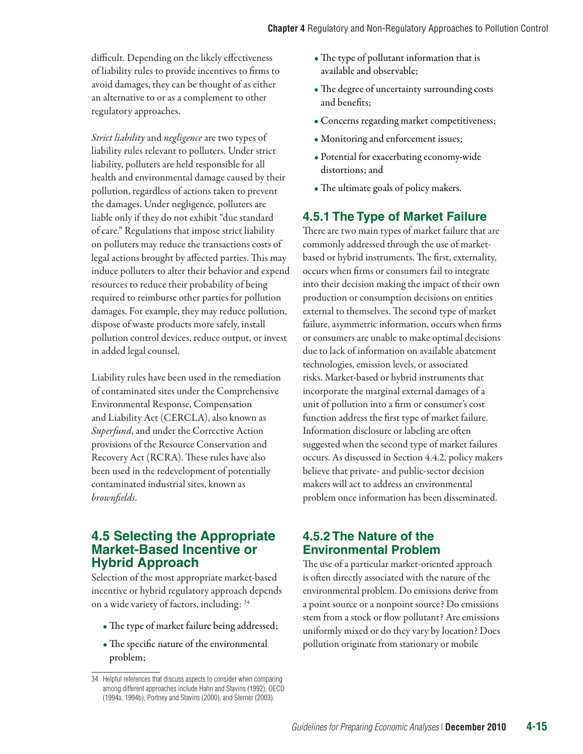difficult. Depending on the likely effectiveness of liability rules to provide incentives to firms to avoid damages, they can be thought of as either an alternative to or as a complement to other regulatory approaches.

*Strict liability* and *negligence* are two types of liability rules relevant to polluters. Under strict liability, polluters are held responsible for all health and environmental damage caused by their pollution, regardless of actions taken to prevent the damages. Under negligence, polluters are liable only if they do not exhibit "due standard of care." Regulations that impose strict liability on polluters may reduce the transactions costs of legal actions brought by affected parties. This may induce polluters to alter their behavior and expend resources to reduce their probability of being required to reimburse other parties for pollution damages. For example, they may reduce pollution, dispose of waste products more safely, install pollution control devices, reduce output, or invest in added legal counsel.

Liability rules have been used in the remediation of contaminated sites under the Comprehensive Environmental Response, Compensation and Liability Act (CERCLA), also known as *Superfund*, and under the Corrective Action provisions of the Resource Conservation and Recovery Act (RCRA). These rules have also been used in the redevelopment of potentially contaminated industrial sites, known as *brownfields*.

## 4.5 Selecting the Appropriate Market-Based Incentive or Hybrid Approach

Selection of the most appropriate market-based incentive or hybrid regulatory approach depends on a wide variety of factors, including: [34]

- The type of market failure being addressed;
- The specific nature of the environmental problem;
- The type of pollutant information that is available and observable;
- The degree of uncertainty surrounding costs and benefits;
- Concerns regarding market competitiveness;
- Monitoring and enforcement issues;
- Potential for exacerbating economy-wide distortions; and
- The ultimate goals of policy makers.

### 4.5.1 The Type of Market Failure

There are two main types of market failure that are commonly addressed through the use of market-based or hybrid instruments. The first, externality, occurs when firms or consumers fail to integrate into their decision making the impact of their own production or consumption decisions on entities external to themselves. The second type of market failure, asymmetric information, occurs when firms or consumers are unable to make optimal decisions due to lack of information on available abatement technologies, emission levels, or associated risks. Market-based or hybrid instruments that incorporate the marginal external damages of a unit of pollution into a firm or consumer's cost function address the first type of market failure. Information disclosure or labeling are often suggested when the second type of market failures occurs. As discussed in Section 4.4.2, policy makers believe that private- and public-sector decision makers will act to address an environmental problem once information has been disseminated.

### 4.5.2 The Nature of the Environmental Problem

The use of a particular market-oriented approach is often directly associated with the nature of the environmental problem. Do emissions derive from a point source or a nonpoint source? Do emissions stem from a stock or flow pollutant? Are emissions uniformly mixed or do they vary by location? Does pollution originate from stationary or mobile

---

[34] Helpful references that discuss aspects to consider when comparing among different approaches include Hahn and Stavins (1992), OECD (1994a, 1994b), Portney and Stavins (2000), and Sterner (2003).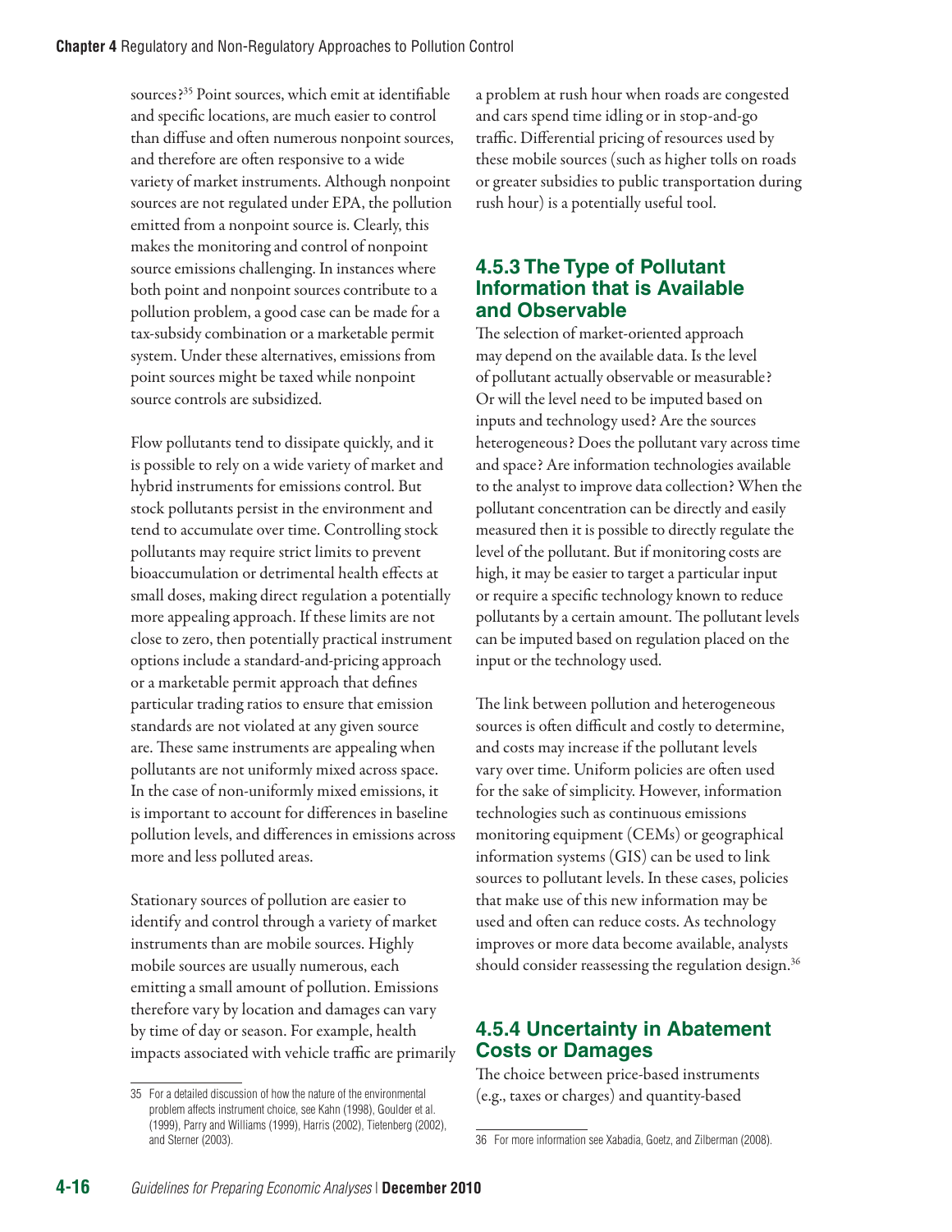sources?[35] Point sources, which emit at identifiable and specific locations, are much easier to control than diffuse and often numerous nonpoint sources, and therefore are often responsive to a wide variety of market instruments. Although nonpoint sources are not regulated under EPA, the pollution emitted from a nonpoint source is. Clearly, this makes the monitoring and control of nonpoint source emissions challenging. In instances where both point and nonpoint sources contribute to a pollution problem, a good case can be made for a tax-subsidy combination or a marketable permit system. Under these alternatives, emissions from point sources might be taxed while nonpoint source controls are subsidized.

Flow pollutants tend to dissipate quickly, and it is possible to rely on a wide variety of market and hybrid instruments for emissions control. But stock pollutants persist in the environment and tend to accumulate over time. Controlling stock pollutants may require strict limits to prevent bioaccumulation or detrimental health effects at small doses, making direct regulation a potentially more appealing approach. If these limits are not close to zero, then potentially practical instrument options include a standard-and-pricing approach or a marketable permit approach that defines particular trading ratios to ensure that emission standards are not violated at any given source are. These same instruments are appealing when pollutants are not uniformly mixed across space. In the case of non-uniformly mixed emissions, it is important to account for differences in baseline pollution levels, and differences in emissions across more and less polluted areas.

Stationary sources of pollution are easier to identify and control through a variety of market instruments than are mobile sources. Highly mobile sources are usually numerous, each emitting a small amount of pollution. Emissions therefore vary by location and damages can vary by time of day or season. For example, health impacts associated with vehicle traffic are primarily a problem at rush hour when roads are congested and cars spend time idling or in stop-and-go traffic. Differential pricing of resources used by these mobile sources (such as higher tolls on roads or greater subsidies to public transportation during rush hour) is a potentially useful tool.

### 4.5.3 The Type of Pollutant Information that is Available and Observable

The selection of market-oriented approach may depend on the available data. Is the level of pollutant actually observable or measurable? Or will the level need to be imputed based on inputs and technology used? Are the sources heterogeneous? Does the pollutant vary across time and space? Are information technologies available to the analyst to improve data collection? When the pollutant concentration can be directly and easily measured then it is possible to directly regulate the level of the pollutant. But if monitoring costs are high, it may be easier to target a particular input or require a specific technology known to reduce pollutants by a certain amount. The pollutant levels can be imputed based on regulation placed on the input or the technology used.

The link between pollution and heterogeneous sources is often difficult and costly to determine, and costs may increase if the pollutant levels vary over time. Uniform policies are often used for the sake of simplicity. However, information technologies such as continuous emissions monitoring equipment (CEMs) or geographical information systems (GIS) can be used to link sources to pollutant levels. In these cases, policies that make use of this new information may be used and often can reduce costs. As technology improves or more data become available, analysts should consider reassessing the regulation design.[36]

### 4.5.4 Uncertainty in Abatement Costs or Damages

The choice between price-based instruments (e.g., taxes or charges) and quantity-based

---

35 For a detailed discussion of how the nature of the environmental problem affects instrument choice, see Kahn (1998), Goulder et al. (1999), Parry and Williams (1999), Harris (2002), Tietenberg (2002), and Sterner (2003).

36 For more information see Xabadia, Goetz, and Zilberman (2008).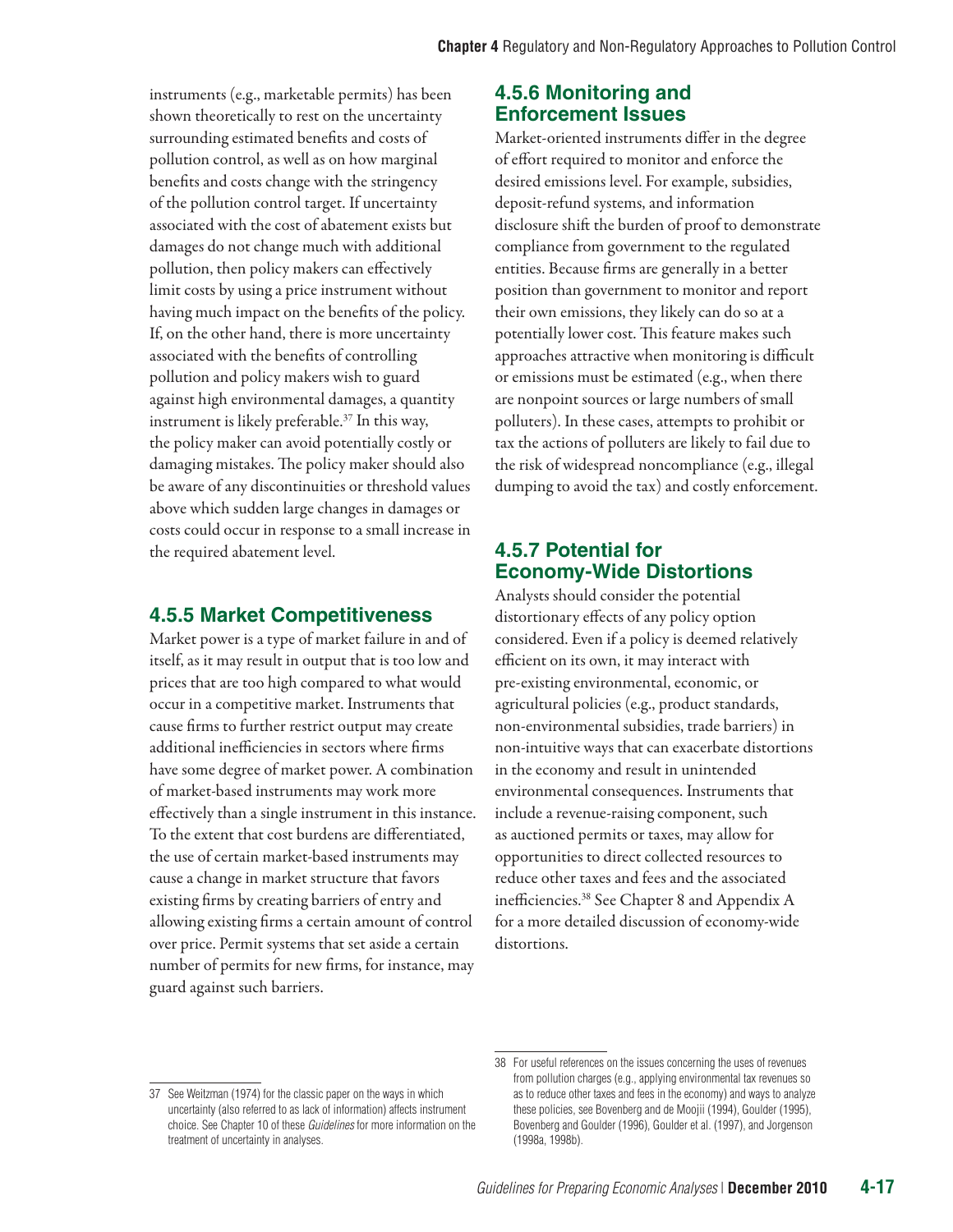instruments (e.g., marketable permits) has been shown theoretically to rest on the uncertainty surrounding estimated benefits and costs of pollution control, as well as on how marginal benefits and costs change with the stringency of the pollution control target. If uncertainty associated with the cost of abatement exists but damages do not change much with additional pollution, then policy makers can effectively limit costs by using a price instrument without having much impact on the benefits of the policy. If, on the other hand, there is more uncertainty associated with the benefits of controlling pollution and policy makers wish to guard against high environmental damages, a quantity instrument is likely preferable.[37] In this way, the policy maker can avoid potentially costly or damaging mistakes. The policy maker should also be aware of any discontinuities or threshold values above which sudden large changes in damages or costs could occur in response to a small increase in the required abatement level.

### 4.5.5 Market Competitiveness

Market power is a type of market failure in and of itself, as it may result in output that is too low and prices that are too high compared to what would occur in a competitive market. Instruments that cause firms to further restrict output may create additional inefficiencies in sectors where firms have some degree of market power. A combination of market-based instruments may work more effectively than a single instrument in this instance. To the extent that cost burdens are differentiated, the use of certain market-based instruments may cause a change in market structure that favors existing firms by creating barriers of entry and allowing existing firms a certain amount of control over price. Permit systems that set aside a certain number of permits for new firms, for instance, may guard against such barriers.

### 4.5.6 Monitoring and Enforcement Issues

Market-oriented instruments differ in the degree of effort required to monitor and enforce the desired emissions level. For example, subsidies, deposit-refund systems, and information disclosure shift the burden of proof to demonstrate compliance from government to the regulated entities. Because firms are generally in a better position than government to monitor and report their own emissions, they likely can do so at a potentially lower cost. This feature makes such approaches attractive when monitoring is difficult or emissions must be estimated (e.g., when there are nonpoint sources or large numbers of small polluters). In these cases, attempts to prohibit or tax the actions of polluters are likely to fail due to the risk of widespread noncompliance (e.g., illegal dumping to avoid the tax) and costly enforcement.

### 4.5.7 Potential for Economy-Wide Distortions

Analysts should consider the potential distortionary effects of any policy option considered. Even if a policy is deemed relatively efficient on its own, it may interact with pre-existing environmental, economic, or agricultural policies (e.g., product standards, non-environmental subsidies, trade barriers) in non-intuitive ways that can exacerbate distortions in the economy and result in unintended environmental consequences. Instruments that include a revenue-raising component, such as auctioned permits or taxes, may allow for opportunities to direct collected resources to reduce other taxes and fees and the associated inefficiencies.[38] See Chapter 8 and Appendix A for a more detailed discussion of economy-wide distortions.

---

37 See Weitzman (1974) for the classic paper on the ways in which uncertainty (also referred to as lack of information) affects instrument choice. See Chapter 10 of these *Guidelines* for more information on the treatment of uncertainty in analyses.

38 For useful references on the issues concerning the uses of revenues from pollution charges (e.g., applying environmental tax revenues so as to reduce other taxes and fees in the economy) and ways to analyze these policies, see Bovenberg and de Moojii (1994), Goulder (1995), Bovenberg and Goulder (1996), Goulder et al. (1997), and Jorgenson (1998a, 1998b).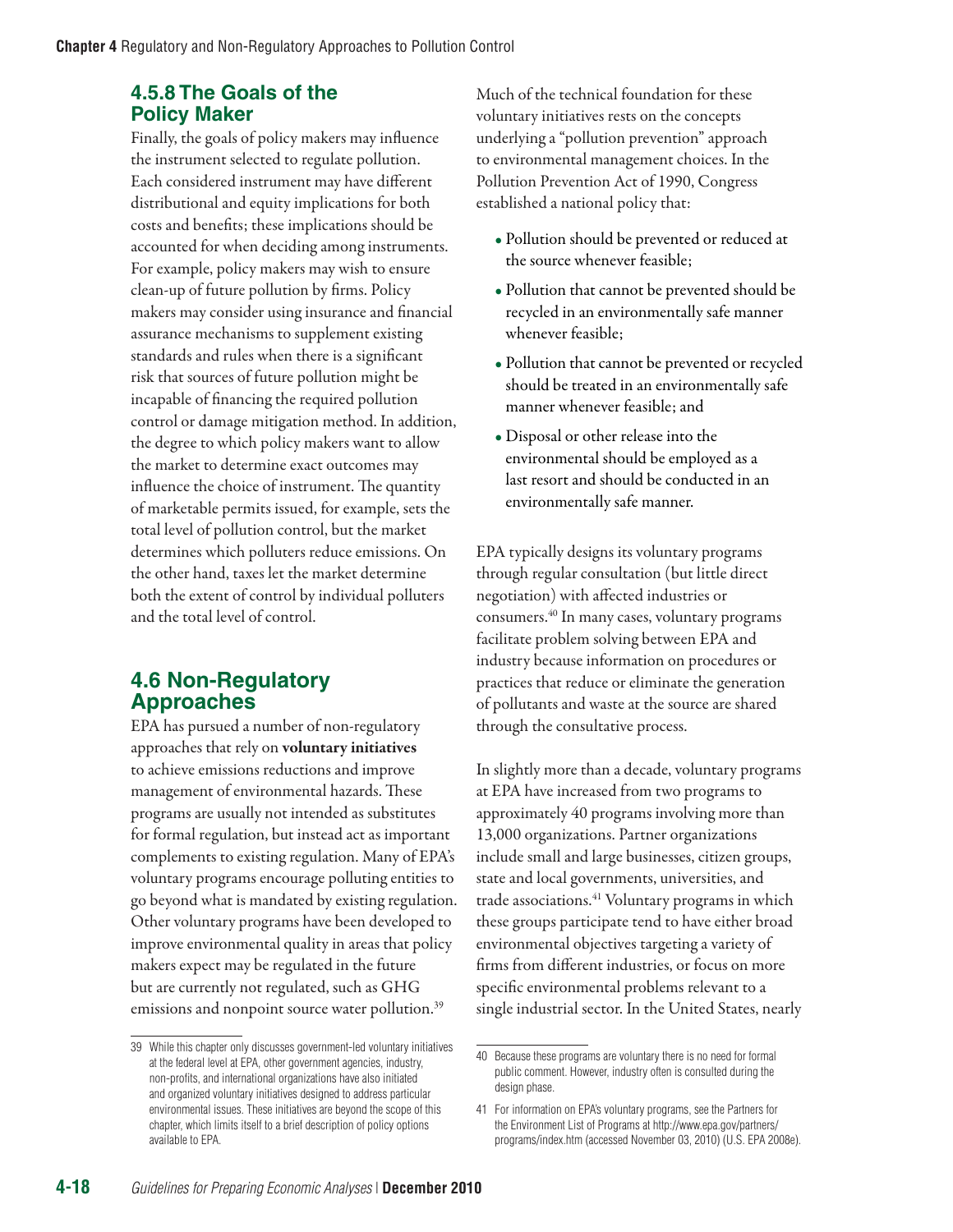### 4.5.8 The Goals of the Policy Maker

Finally, the goals of policy makers may influence the instrument selected to regulate pollution. Each considered instrument may have different distributional and equity implications for both costs and benefits; these implications should be accounted for when deciding among instruments. For example, policy makers may wish to ensure clean-up of future pollution by firms. Policy makers may consider using insurance and financial assurance mechanisms to supplement existing standards and rules when there is a significant risk that sources of future pollution might be incapable of financing the required pollution control or damage mitigation method. In addition, the degree to which policy makers want to allow the market to determine exact outcomes may influence the choice of instrument. The quantity of marketable permits issued, for example, sets the total level of pollution control, but the market determines which polluters reduce emissions. On the other hand, taxes let the market determine both the extent of control by individual polluters and the total level of control.

## 4.6 Non-Regulatory Approaches

EPA has pursued a number of non-regulatory approaches that rely on **voluntary initiatives** to achieve emissions reductions and improve management of environmental hazards. These programs are usually not intended as substitutes for formal regulation, but instead act as important complements to existing regulation. Many of EPA's voluntary programs encourage polluting entities to go beyond what is mandated by existing regulation. Other voluntary programs have been developed to improve environmental quality in areas that policy makers expect may be regulated in the future but are currently not regulated, such as GHG emissions and nonpoint source water pollution.[39]

Much of the technical foundation for these voluntary initiatives rests on the concepts underlying a "pollution prevention" approach to environmental management choices. In the Pollution Prevention Act of 1990, Congress established a national policy that:

- Pollution should be prevented or reduced at the source whenever feasible;
- Pollution that cannot be prevented should be recycled in an environmentally safe manner whenever feasible;
- Pollution that cannot be prevented or recycled should be treated in an environmentally safe manner whenever feasible; and
- Disposal or other release into the environmental should be employed as a last resort and should be conducted in an environmentally safe manner.

EPA typically designs its voluntary programs through regular consultation (but little direct negotiation) with affected industries or consumers.[40] In many cases, voluntary programs facilitate problem solving between EPA and industry because information on procedures or practices that reduce or eliminate the generation of pollutants and waste at the source are shared through the consultative process.

In slightly more than a decade, voluntary programs at EPA have increased from two programs to approximately 40 programs involving more than 13,000 organizations. Partner organizations include small and large businesses, citizen groups, state and local governments, universities, and trade associations.[41] Voluntary programs in which these groups participate tend to have either broad environmental objectives targeting a variety of firms from different industries, or focus on more specific environmental problems relevant to a single industrial sector. In the United States, nearly

---

39 While this chapter only discusses government-led voluntary initiatives at the federal level at EPA, other government agencies, industry, non-profits, and international organizations have also initiated and organized voluntary initiatives designed to address particular environmental issues. These initiatives are beyond the scope of this chapter, which limits itself to a brief description of policy options available to EPA.

40 Because these programs are voluntary there is no need for formal public comment. However, industry often is consulted during the design phase.

41 For information on EPA's voluntary programs, see the Partners for the Environment List of Programs at http://www.epa.gov/partners/programs/index.htm (accessed November 03, 2010) (U.S. EPA 2008e).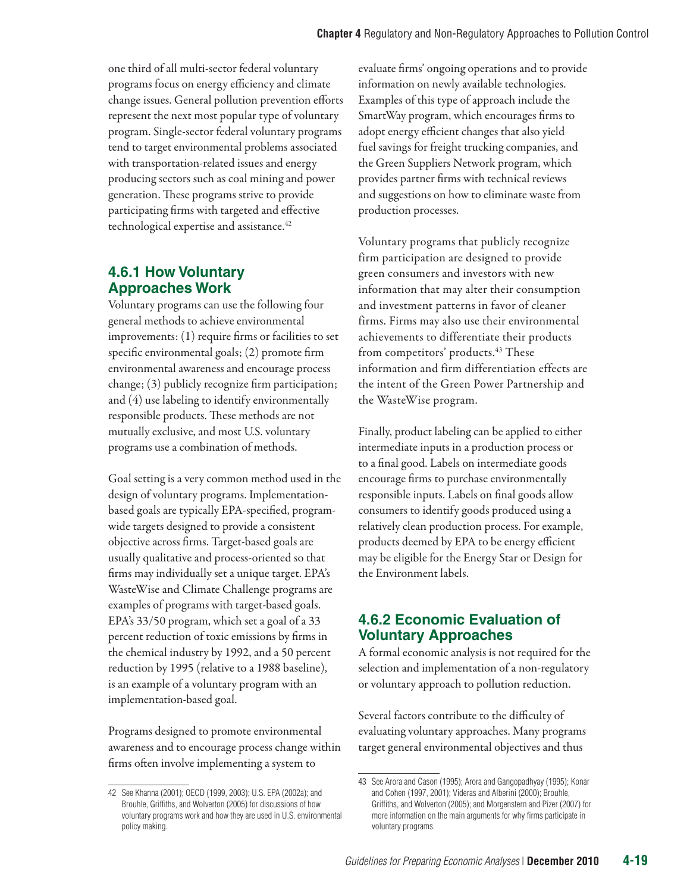one third of all multi-sector federal voluntary programs focus on energy efficiency and climate change issues. General pollution prevention efforts represent the next most popular type of voluntary program. Single-sector federal voluntary programs tend to target environmental problems associated with transportation-related issues and energy producing sectors such as coal mining and power generation. These programs strive to provide participating firms with targeted and effective technological expertise and assistance.[42]

### 4.6.1 How Voluntary Approaches Work

Voluntary programs can use the following four general methods to achieve environmental improvements: (1) require firms or facilities to set specific environmental goals; (2) promote firm environmental awareness and encourage process change; (3) publicly recognize firm participation; and (4) use labeling to identify environmentally responsible products. These methods are not mutually exclusive, and most U.S. voluntary programs use a combination of methods.

Goal setting is a very common method used in the design of voluntary programs. Implementation-based goals are typically EPA-specified, program-wide targets designed to provide a consistent objective across firms. Target-based goals are usually qualitative and process-oriented so that firms may individually set a unique target. EPA's WasteWise and Climate Challenge programs are examples of programs with target-based goals. EPA's 33/50 program, which set a goal of a 33 percent reduction of toxic emissions by firms in the chemical industry by 1992, and a 50 percent reduction by 1995 (relative to a 1988 baseline), is an example of a voluntary program with an implementation-based goal.

Programs designed to promote environmental awareness and to encourage process change within firms often involve implementing a system to evaluate firms' ongoing operations and to provide information on newly available technologies. Examples of this type of approach include the SmartWay program, which encourages firms to adopt energy efficient changes that also yield fuel savings for freight trucking companies, and the Green Suppliers Network program, which provides partner firms with technical reviews and suggestions on how to eliminate waste from production processes.

Voluntary programs that publicly recognize firm participation are designed to provide green consumers and investors with new information that may alter their consumption and investment patterns in favor of cleaner firms. Firms may also use their environmental achievements to differentiate their products from competitors' products.[43] These information and firm differentiation effects are the intent of the Green Power Partnership and the WasteWise program.

Finally, product labeling can be applied to either intermediate inputs in a production process or to a final good. Labels on intermediate goods encourage firms to purchase environmentally responsible inputs. Labels on final goods allow consumers to identify goods produced using a relatively clean production process. For example, products deemed by EPA to be energy efficient may be eligible for the Energy Star or Design for the Environment labels.

### 4.6.2 Economic Evaluation of Voluntary Approaches

A formal economic analysis is not required for the selection and implementation of a non-regulatory or voluntary approach to pollution reduction.

Several factors contribute to the difficulty of evaluating voluntary approaches. Many programs target general environmental objectives and thus

---

42 See Khanna (2001); OECD (1999, 2003); U.S. EPA (2002a); and Brouhle, Griffiths, and Wolverton (2005) for discussions of how voluntary programs work and how they are used in U.S. environmental policy making.

43 See Arora and Cason (1995); Arora and Gangopadhyay (1995); Konar and Cohen (1997, 2001); Videras and Alberini (2000); Brouhle, Griffiths, and Wolverton (2005); and Morgenstern and Pizer (2007) for more information on the main arguments for why firms participate in voluntary programs.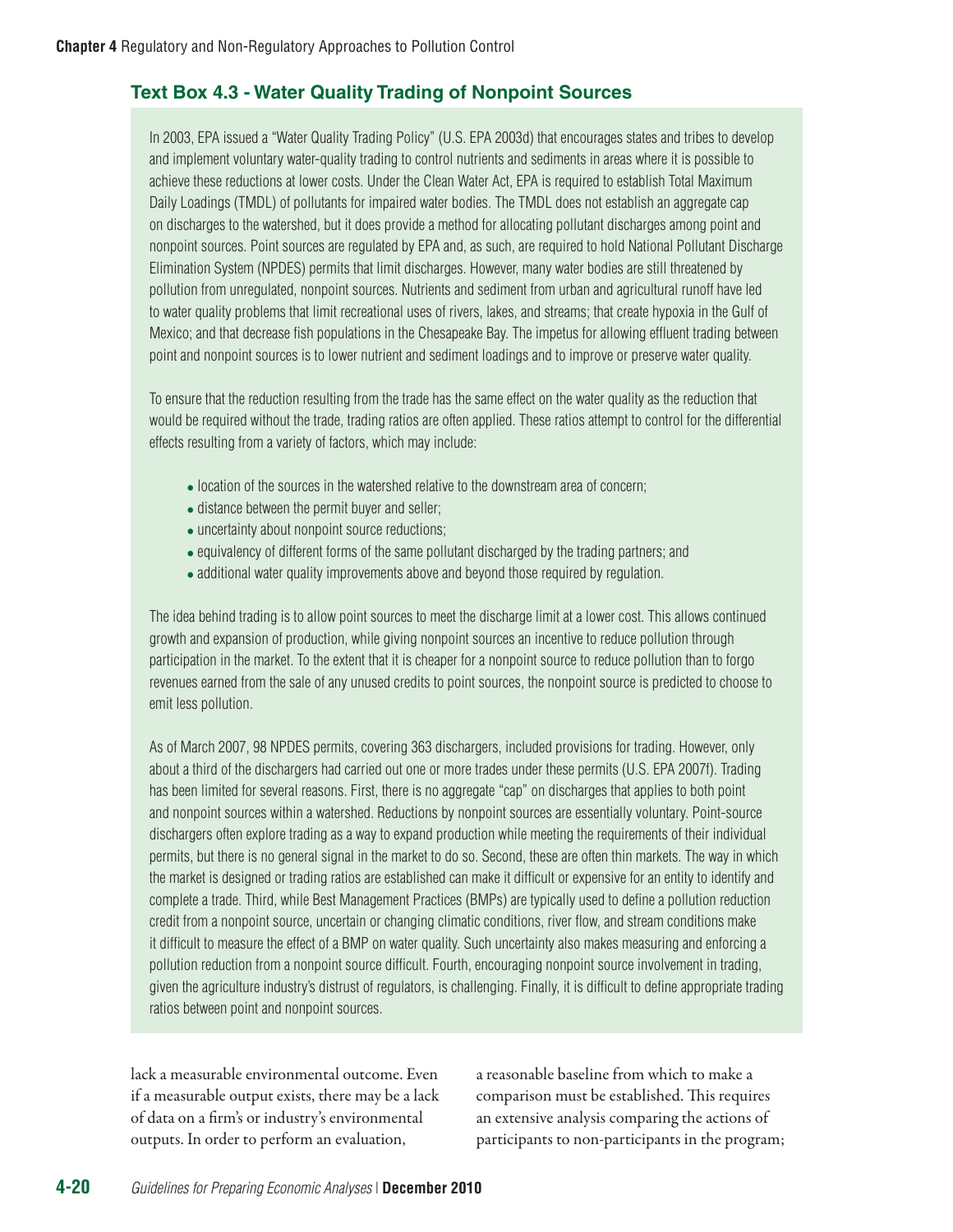### Text Box 4.3 - Water Quality Trading of Nonpoint Sources

In 2003, EPA issued a "Water Quality Trading Policy" (U.S. EPA 2003d) that encourages states and tribes to develop and implement voluntary water-quality trading to control nutrients and sediments in areas where it is possible to achieve these reductions at lower costs. Under the Clean Water Act, EPA is required to establish Total Maximum Daily Loadings (TMDL) of pollutants for impaired water bodies. The TMDL does not establish an aggregate cap on discharges to the watershed, but it does provide a method for allocating pollutant discharges among point and nonpoint sources. Point sources are regulated by EPA and, as such, are required to hold National Pollutant Discharge Elimination System (NPDES) permits that limit discharges. However, many water bodies are still threatened by pollution from unregulated, nonpoint sources. Nutrients and sediment from urban and agricultural runoff have led to water quality problems that limit recreational uses of rivers, lakes, and streams; that create hypoxia in the Gulf of Mexico; and that decrease fish populations in the Chesapeake Bay. The impetus for allowing effluent trading between point and nonpoint sources is to lower nutrient and sediment loadings and to improve or preserve water quality.

To ensure that the reduction resulting from the trade has the same effect on the water quality as the reduction that would be required without the trade, trading ratios are often applied. These ratios attempt to control for the differential effects resulting from a variety of factors, which may include:

- location of the sources in the watershed relative to the downstream area of concern;
- distance between the permit buyer and seller;
- uncertainty about nonpoint source reductions;
- equivalency of different forms of the same pollutant discharged by the trading partners; and
- additional water quality improvements above and beyond those required by regulation.

The idea behind trading is to allow point sources to meet the discharge limit at a lower cost. This allows continued growth and expansion of production, while giving nonpoint sources an incentive to reduce pollution through participation in the market. To the extent that it is cheaper for a nonpoint source to reduce pollution than to forgo revenues earned from the sale of any unused credits to point sources, the nonpoint source is predicted to choose to emit less pollution.

As of March 2007, 98 NPDES permits, covering 363 dischargers, included provisions for trading. However, only about a third of the dischargers had carried out one or more trades under these permits (U.S. EPA 2007f). Trading has been limited for several reasons. First, there is no aggregate "cap" on discharges that applies to both point and nonpoint sources within a watershed. Reductions by nonpoint sources are essentially voluntary. Point-source dischargers often explore trading as a way to expand production while meeting the requirements of their individual permits, but there is no general signal in the market to do so. Second, these are often thin markets. The way in which the market is designed or trading ratios are established can make it difficult or expensive for an entity to identify and complete a trade. Third, while Best Management Practices (BMPs) are typically used to define a pollution reduction credit from a nonpoint source, uncertain or changing climatic conditions, river flow, and stream conditions make it difficult to measure the effect of a BMP on water quality. Such uncertainty also makes measuring and enforcing a pollution reduction from a nonpoint source difficult. Fourth, encouraging nonpoint source involvement in trading, given the agriculture industry's distrust of regulators, is challenging. Finally, it is difficult to define appropriate trading ratios between point and nonpoint sources.

lack a measurable environmental outcome. Even if a measurable output exists, there may be a lack of data on a firm's or industry's environmental outputs. In order to perform an evaluation, a reasonable baseline from which to make a comparison must be established. This requires an extensive analysis comparing the actions of participants to non-participants in the program;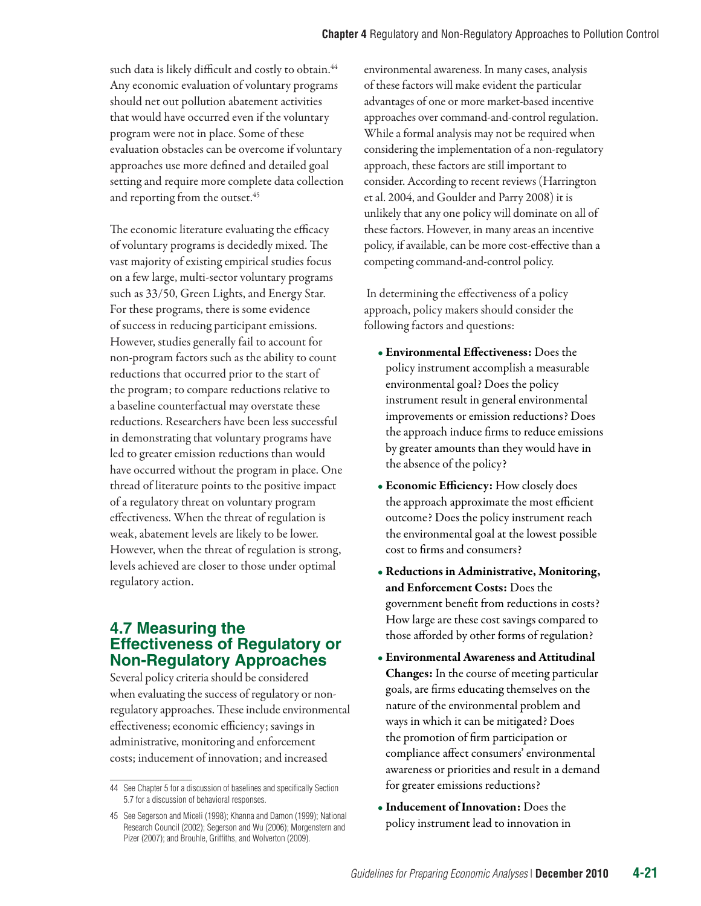such data is likely difficult and costly to obtain.[44] Any economic evaluation of voluntary programs should net out pollution abatement activities that would have occurred even if the voluntary program were not in place. Some of these evaluation obstacles can be overcome if voluntary approaches use more defined and detailed goal setting and require more complete data collection and reporting from the outset.[45]

The economic literature evaluating the efficacy of voluntary programs is decidedly mixed. The vast majority of existing empirical studies focus on a few large, multi-sector voluntary programs such as 33/50, Green Lights, and Energy Star. For these programs, there is some evidence of success in reducing participant emissions. However, studies generally fail to account for non-program factors such as the ability to count reductions that occurred prior to the start of the program; to compare reductions relative to a baseline counterfactual may overstate these reductions. Researchers have been less successful in demonstrating that voluntary programs have led to greater emission reductions than would have occurred without the program in place. One thread of literature points to the positive impact of a regulatory threat on voluntary program effectiveness. When the threat of regulation is weak, abatement levels are likely to be lower. However, when the threat of regulation is strong, levels achieved are closer to those under optimal regulatory action.

## 4.7 Measuring the Effectiveness of Regulatory or Non-Regulatory Approaches

Several policy criteria should be considered when evaluating the success of regulatory or non-regulatory approaches. These include environmental effectiveness; economic efficiency; savings in administrative, monitoring and enforcement costs; inducement of innovation; and increased environmental awareness. In many cases, analysis of these factors will make evident the particular advantages of one or more market-based incentive approaches over command-and-control regulation. While a formal analysis may not be required when considering the implementation of a non-regulatory approach, these factors are still important to consider. According to recent reviews (Harrington et al. 2004, and Goulder and Parry 2008) it is unlikely that any one policy will dominate on all of these factors. However, in many areas an incentive policy, if available, can be more cost-effective than a competing command-and-control policy.

In determining the effectiveness of a policy approach, policy makers should consider the following factors and questions:

- **Environmental Effectiveness:** Does the policy instrument accomplish a measurable environmental goal? Does the policy instrument result in general environmental improvements or emission reductions? Does the approach induce firms to reduce emissions by greater amounts than they would have in the absence of the policy?
- **Economic Efficiency:** How closely does the approach approximate the most efficient outcome? Does the policy instrument reach the environmental goal at the lowest possible cost to firms and consumers?
- **Reductions in Administrative, Monitoring, and Enforcement Costs:** Does the government benefit from reductions in costs? How large are these cost savings compared to those afforded by other forms of regulation?
- **Environmental Awareness and Attitudinal Changes:** In the course of meeting particular goals, are firms educating themselves on the nature of the environmental problem and ways in which it can be mitigated? Does the promotion of firm participation or compliance affect consumers' environmental awareness or priorities and result in a demand for greater emissions reductions?
- **Inducement of Innovation:** Does the policy instrument lead to innovation in

---

44 See Chapter 5 for a discussion of baselines and specifically Section 5.7 for a discussion of behavioral responses.

45 See Segerson and Miceli (1998); Khanna and Damon (1999); National Research Council (2002); Segerson and Wu (2006); Morgenstern and Pizer (2007); and Brouhle, Griffiths, and Wolverton (2009).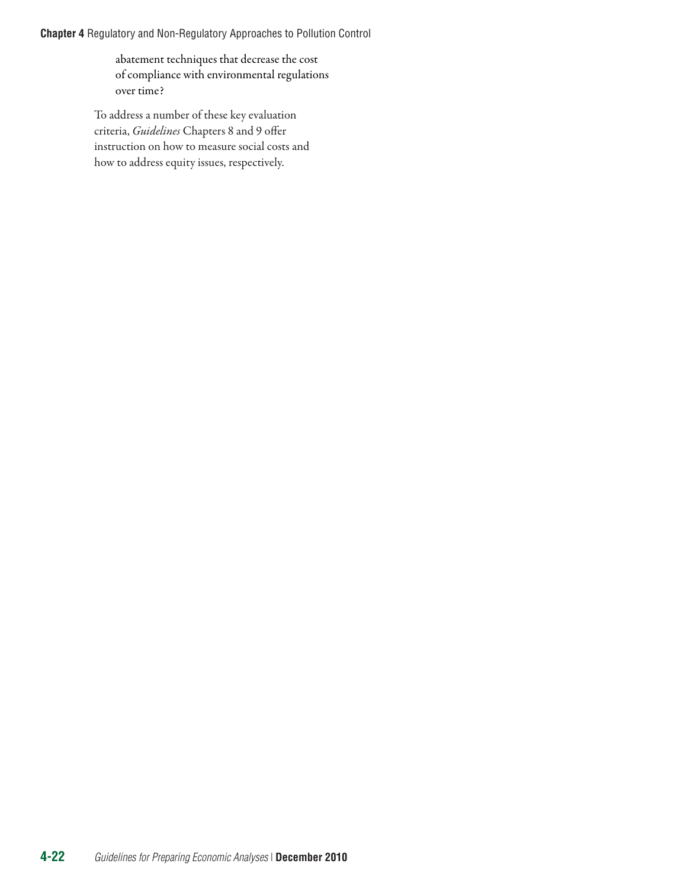abatement techniques that decrease the cost of compliance with environmental regulations over time?

To address a number of these key evaluation criteria, *Guidelines* Chapters 8 and 9 offer instruction on how to measure social costs and how to address equity issues, respectively.